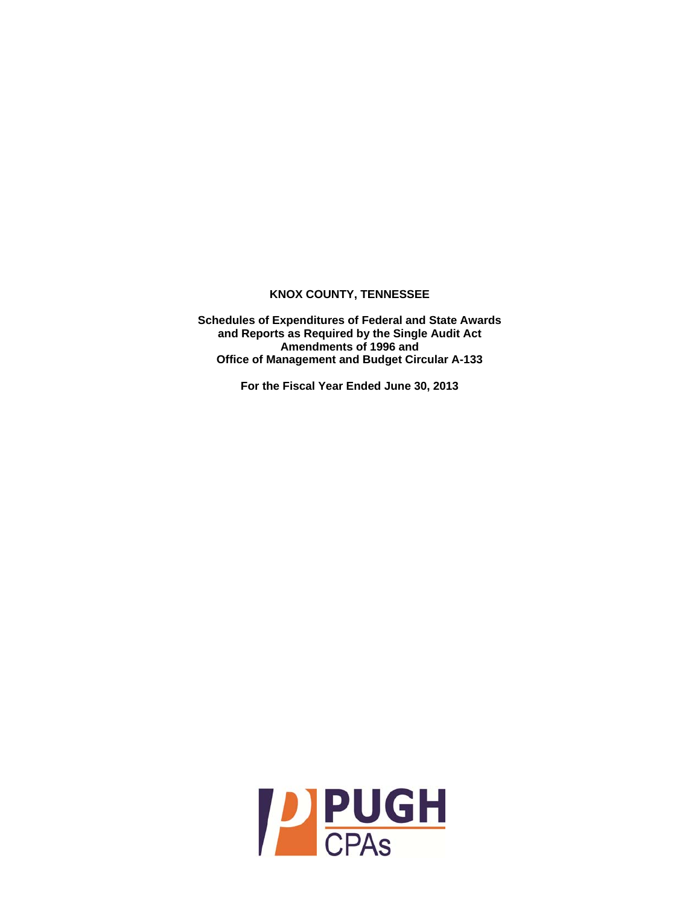# KNOX COUNTY, TENNESSEE

**Schedules of Expenditures of Federal and State Awards and Reports as Required by the Single Audit Act Amendments of 1996 and Office of Management and Budget Circular A-133**

**For the Fiscal Year Ended June 30, 2013**

PUGH CPAs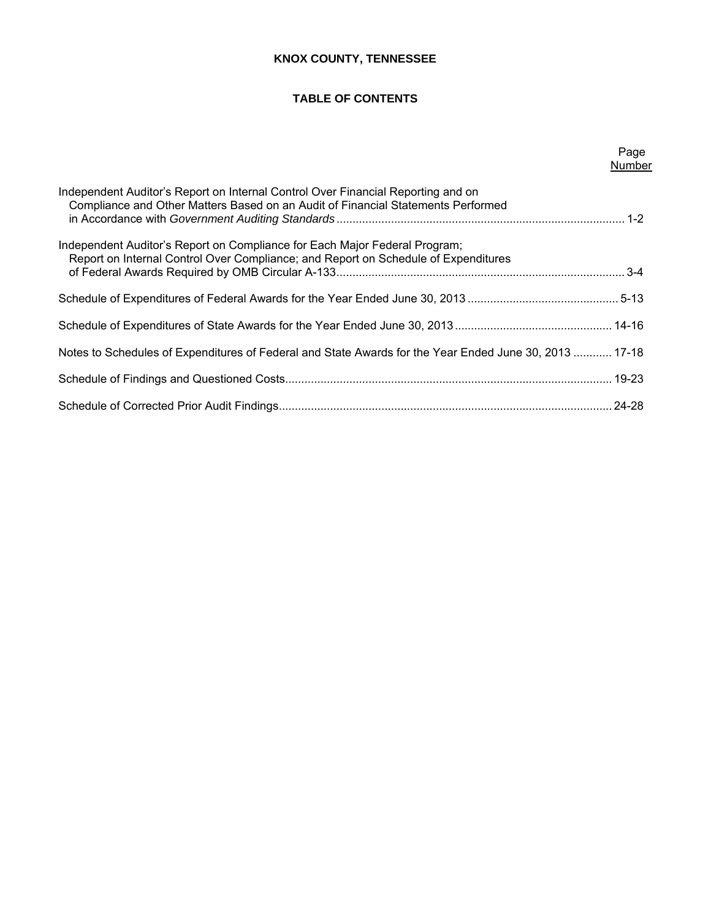# KNOX COUNTY, TENNESSEE

## TABLE OF CONTENTS

| | Page Number |
|---|---|
| Independent Auditor's Report on Internal Control Over Financial Reporting and on Compliance and Other Matters Based on an Audit of Financial Statements Performed in Accordance with *Government Auditing Standards* | 1-2 |
| Independent Auditor's Report on Compliance for Each Major Federal Program; Report on Internal Control Over Compliance; and Report on Schedule of Expenditures of Federal Awards Required by OMB Circular A-133 | 3-4 |
| Schedule of Expenditures of Federal Awards for the Year Ended June 30, 2013 | 5-13 |
| Schedule of Expenditures of State Awards for the Year Ended June 30, 2013 | 14-16 |
| Notes to Schedules of Expenditures of Federal and State Awards for the Year Ended June 30, 2013 | 17-18 |
| Schedule of Findings and Questioned Costs | 19-23 |
| Schedule of Corrected Prior Audit Findings | 24-28 |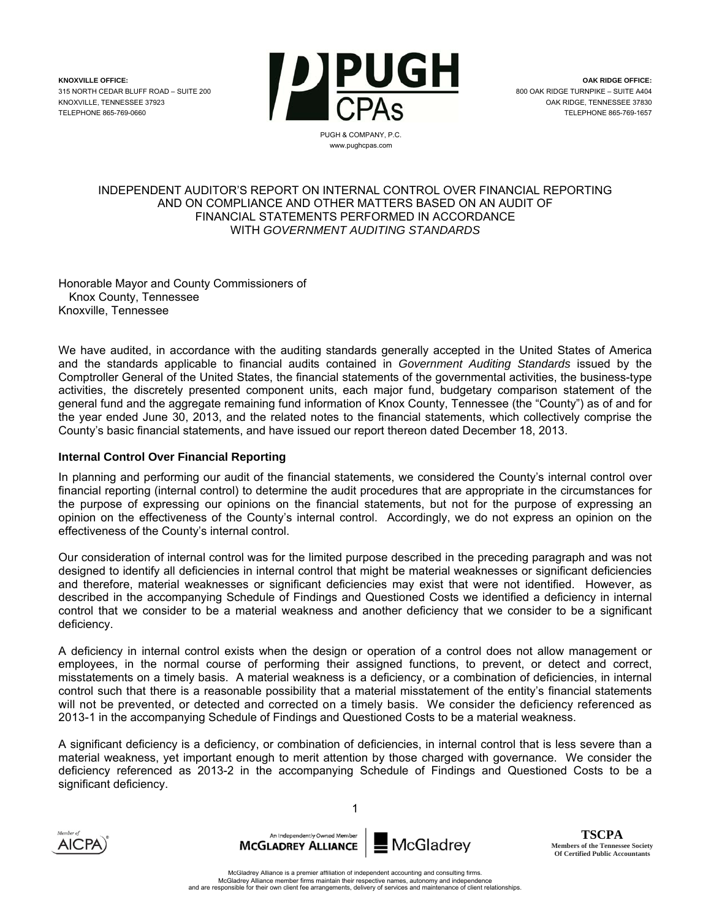KNOXVILLE OFFICE:
315 NORTH CEDAR BLUFF ROAD – SUITE 200
KNOXVILLE, TENNESSEE 37923
TELEPHONE 865-769-0660

PUGH CPAs
PUGH & COMPANY, P.C.
www.pughcpas.com

OAK RIDGE OFFICE:
800 OAK RIDGE TURNPIKE – SUITE A404
OAK RIDGE, TENNESSEE 37830
TELEPHONE 865-769-1657

# INDEPENDENT AUDITOR'S REPORT ON INTERNAL CONTROL OVER FINANCIAL REPORTING AND ON COMPLIANCE AND OTHER MATTERS BASED ON AN AUDIT OF FINANCIAL STATEMENTS PERFORMED IN ACCORDANCE WITH *GOVERNMENT AUDITING STANDARDS*

Honorable Mayor and County Commissioners of
Knox County, Tennessee
Knoxville, Tennessee

We have audited, in accordance with the auditing standards generally accepted in the United States of America and the standards applicable to financial audits contained in *Government Auditing Standards* issued by the Comptroller General of the United States, the financial statements of the governmental activities, the business-type activities, the discretely presented component units, each major fund, budgetary comparison statement of the general fund and the aggregate remaining fund information of Knox County, Tennessee (the "County") as of and for the year ended June 30, 2013, and the related notes to the financial statements, which collectively comprise the County's basic financial statements, and have issued our report thereon dated December 18, 2013.

**Internal Control Over Financial Reporting**

In planning and performing our audit of the financial statements, we considered the County's internal control over financial reporting (internal control) to determine the audit procedures that are appropriate in the circumstances for the purpose of expressing our opinions on the financial statements, but not for the purpose of expressing an opinion on the effectiveness of the County's internal control. Accordingly, we do not express an opinion on the effectiveness of the County's internal control.

Our consideration of internal control was for the limited purpose described in the preceding paragraph and was not designed to identify all deficiencies in internal control that might be material weaknesses or significant deficiencies and therefore, material weaknesses or significant deficiencies may exist that were not identified. However, as described in the accompanying Schedule of Findings and Questioned Costs we identified a deficiency in internal control that we consider to be a material weakness and another deficiency that we consider to be a significant deficiency.

A deficiency in internal control exists when the design or operation of a control does not allow management or employees, in the normal course of performing their assigned functions, to prevent, or detect and correct, misstatements on a timely basis. A material weakness is a deficiency, or a combination of deficiencies, in internal control such that there is a reasonable possibility that a material misstatement of the entity's financial statements will not be prevented, or detected and corrected on a timely basis. We consider the deficiency referenced as 2013-1 in the accompanying Schedule of Findings and Questioned Costs to be a material weakness.

A significant deficiency is a deficiency, or combination of deficiencies, in internal control that is less severe than a material weakness, yet important enough to merit attention by those charged with governance. We consider the deficiency referenced as 2013-2 in the accompanying Schedule of Findings and Questioned Costs to be a significant deficiency.

Member of AICPA

An Independently Owned Member McGLADREY ALLIANCE | McGladrey

TSCPA
Members of the Tennessee Society Of Certified Public Accountants

McGladrey Alliance is a premier affiliation of independent accounting and consulting firms.
McGladrey Alliance member firms maintain their respective names, autonomy and independence and are responsible for their own client fee arrangements, delivery of services and maintenance of client relationships.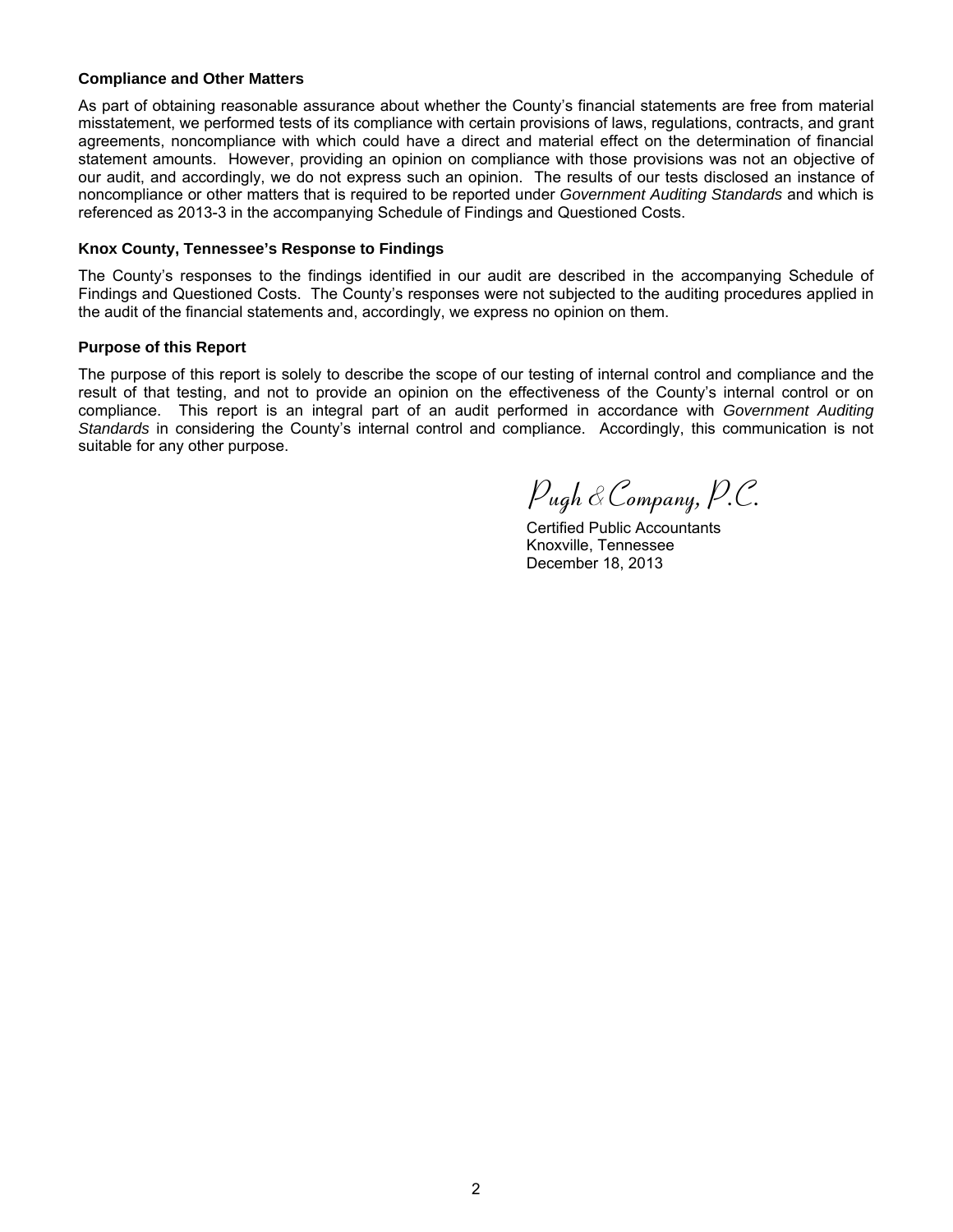**Compliance and Other Matters**

As part of obtaining reasonable assurance about whether the County's financial statements are free from material misstatement, we performed tests of its compliance with certain provisions of laws, regulations, contracts, and grant agreements, noncompliance with which could have a direct and material effect on the determination of financial statement amounts. However, providing an opinion on compliance with those provisions was not an objective of our audit, and accordingly, we do not express such an opinion. The results of our tests disclosed an instance of noncompliance or other matters that is required to be reported under *Government Auditing Standards* and which is referenced as 2013-3 in the accompanying Schedule of Findings and Questioned Costs.

**Knox County, Tennessee's Response to Findings**

The County's responses to the findings identified in our audit are described in the accompanying Schedule of Findings and Questioned Costs. The County's responses were not subjected to the auditing procedures applied in the audit of the financial statements and, accordingly, we express no opinion on them.

**Purpose of this Report**

The purpose of this report is solely to describe the scope of our testing of internal control and compliance and the result of that testing, and not to provide an opinion on the effectiveness of the County's internal control or on compliance. This report is an integral part of an audit performed in accordance with *Government Auditing Standards* in considering the County's internal control and compliance. Accordingly, this communication is not suitable for any other purpose.

*Pugh & Company, P.C.*

Certified Public Accountants
Knoxville, Tennessee
December 18, 2013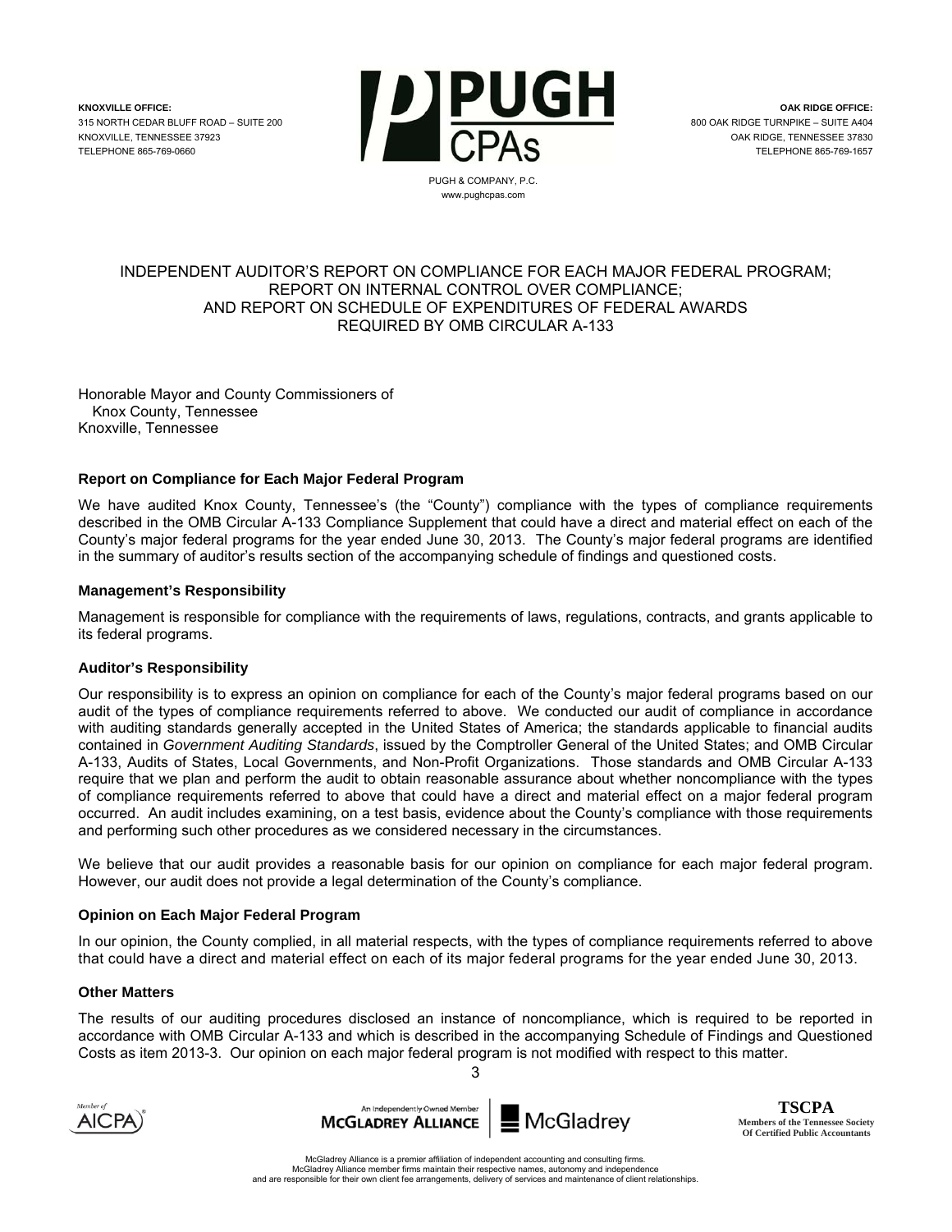KNOXVILLE OFFICE:
315 NORTH CEDAR BLUFF ROAD – SUITE 200
KNOXVILLE, TENNESSEE 37923
TELEPHONE 865-769-0660

PUGH CPAs
PUGH & COMPANY, P.C.
www.pughcpas.com

OAK RIDGE OFFICE:
800 OAK RIDGE TURNPIKE – SUITE A404
OAK RIDGE, TENNESSEE 37830
TELEPHONE 865-769-1657

# INDEPENDENT AUDITOR'S REPORT ON COMPLIANCE FOR EACH MAJOR FEDERAL PROGRAM; REPORT ON INTERNAL CONTROL OVER COMPLIANCE; AND REPORT ON SCHEDULE OF EXPENDITURES OF FEDERAL AWARDS REQUIRED BY OMB CIRCULAR A-133

Honorable Mayor and County Commissioners of
Knox County, Tennessee
Knoxville, Tennessee

**Report on Compliance for Each Major Federal Program**

We have audited Knox County, Tennessee's (the "County") compliance with the types of compliance requirements described in the OMB Circular A-133 Compliance Supplement that could have a direct and material effect on each of the County's major federal programs for the year ended June 30, 2013. The County's major federal programs are identified in the summary of auditor's results section of the accompanying schedule of findings and questioned costs.

**Management's Responsibility**

Management is responsible for compliance with the requirements of laws, regulations, contracts, and grants applicable to its federal programs.

**Auditor's Responsibility**

Our responsibility is to express an opinion on compliance for each of the County's major federal programs based on our audit of the types of compliance requirements referred to above. We conducted our audit of compliance in accordance with auditing standards generally accepted in the United States of America; the standards applicable to financial audits contained in *Government Auditing Standards*, issued by the Comptroller General of the United States; and OMB Circular A-133, Audits of States, Local Governments, and Non-Profit Organizations. Those standards and OMB Circular A-133 require that we plan and perform the audit to obtain reasonable assurance about whether noncompliance with the types of compliance requirements referred to above that could have a direct and material effect on a major federal program occurred. An audit includes examining, on a test basis, evidence about the County's compliance with those requirements and performing such other procedures as we considered necessary in the circumstances.

We believe that our audit provides a reasonable basis for our opinion on compliance for each major federal program. However, our audit does not provide a legal determination of the County's compliance.

**Opinion on Each Major Federal Program**

In our opinion, the County complied, in all material respects, with the types of compliance requirements referred to above that could have a direct and material effect on each of its major federal programs for the year ended June 30, 2013.

**Other Matters**

The results of our auditing procedures disclosed an instance of noncompliance, which is required to be reported in accordance with OMB Circular A-133 and which is described in the accompanying Schedule of Findings and Questioned Costs as item 2013-3. Our opinion on each major federal program is not modified with respect to this matter.

Member of AICPA | An Independently Owned Member MCGLADREY ALLIANCE | McGladrey | TSCPA Members of the Tennessee Society Of Certified Public Accountants

McGladrey Alliance is a premier affiliation of independent accounting and consulting firms.
McGladrey Alliance member firms maintain their respective names, autonomy and independence
and are responsible for their own client fee arrangements, delivery of services and maintenance of client relationships.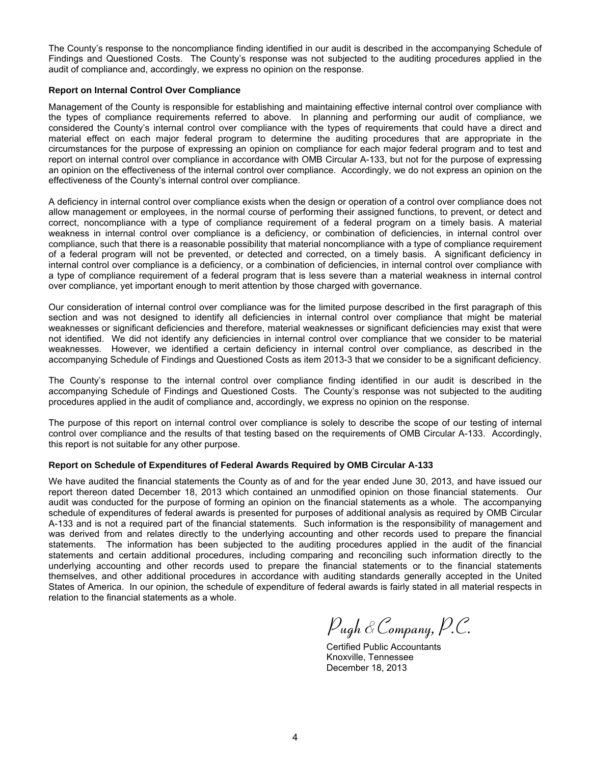The County's response to the noncompliance finding identified in our audit is described in the accompanying Schedule of Findings and Questioned Costs. The County's response was not subjected to the auditing procedures applied in the audit of compliance and, accordingly, we express no opinion on the response.

**Report on Internal Control Over Compliance**

Management of the County is responsible for establishing and maintaining effective internal control over compliance with the types of compliance requirements referred to above. In planning and performing our audit of compliance, we considered the County's internal control over compliance with the types of requirements that could have a direct and material effect on each major federal program to determine the auditing procedures that are appropriate in the circumstances for the purpose of expressing an opinion on compliance for each major federal program and to test and report on internal control over compliance in accordance with OMB Circular A-133, but not for the purpose of expressing an opinion on the effectiveness of the internal control over compliance. Accordingly, we do not express an opinion on the effectiveness of the County's internal control over compliance.

A deficiency in internal control over compliance exists when the design or operation of a control over compliance does not allow management or employees, in the normal course of performing their assigned functions, to prevent, or detect and correct, noncompliance with a type of compliance requirement of a federal program on a timely basis. A material weakness in internal control over compliance is a deficiency, or combination of deficiencies, in internal control over compliance, such that there is a reasonable possibility that material noncompliance with a type of compliance requirement of a federal program will not be prevented, or detected and corrected, on a timely basis. A significant deficiency in internal control over compliance is a deficiency, or a combination of deficiencies, in internal control over compliance with a type of compliance requirement of a federal program that is less severe than a material weakness in internal control over compliance, yet important enough to merit attention by those charged with governance.

Our consideration of internal control over compliance was for the limited purpose described in the first paragraph of this section and was not designed to identify all deficiencies in internal control over compliance that might be material weaknesses or significant deficiencies and therefore, material weaknesses or significant deficiencies may exist that were not identified. We did not identify any deficiencies in internal control over compliance that we consider to be material weaknesses. However, we identified a certain deficiency in internal control over compliance, as described in the accompanying Schedule of Findings and Questioned Costs as item 2013-3 that we consider to be a significant deficiency.

The County's response to the internal control over compliance finding identified in our audit is described in the accompanying Schedule of Findings and Questioned Costs. The County's response was not subjected to the auditing procedures applied in the audit of compliance and, accordingly, we express no opinion on the response.

The purpose of this report on internal control over compliance is solely to describe the scope of our testing of internal control over compliance and the results of that testing based on the requirements of OMB Circular A-133. Accordingly, this report is not suitable for any other purpose.

**Report on Schedule of Expenditures of Federal Awards Required by OMB Circular A-133**

We have audited the financial statements the County as of and for the year ended June 30, 2013, and have issued our report thereon dated December 18, 2013 which contained an unmodified opinion on those financial statements. Our audit was conducted for the purpose of forming an opinion on the financial statements as a whole. The accompanying schedule of expenditures of federal awards is presented for purposes of additional analysis as required by OMB Circular A-133 and is not a required part of the financial statements. Such information is the responsibility of management and was derived from and relates directly to the underlying accounting and other records used to prepare the financial statements. The information has been subjected to the auditing procedures applied in the audit of the financial statements and certain additional procedures, including comparing and reconciling such information directly to the underlying accounting and other records used to prepare the financial statements or to the financial statements themselves, and other additional procedures in accordance with auditing standards generally accepted in the United States of America. In our opinion, the schedule of expenditure of federal awards is fairly stated in all material respects in relation to the financial statements as a whole.

*Pugh & Company, P.C.*

Certified Public Accountants
Knoxville, Tennessee
December 18, 2013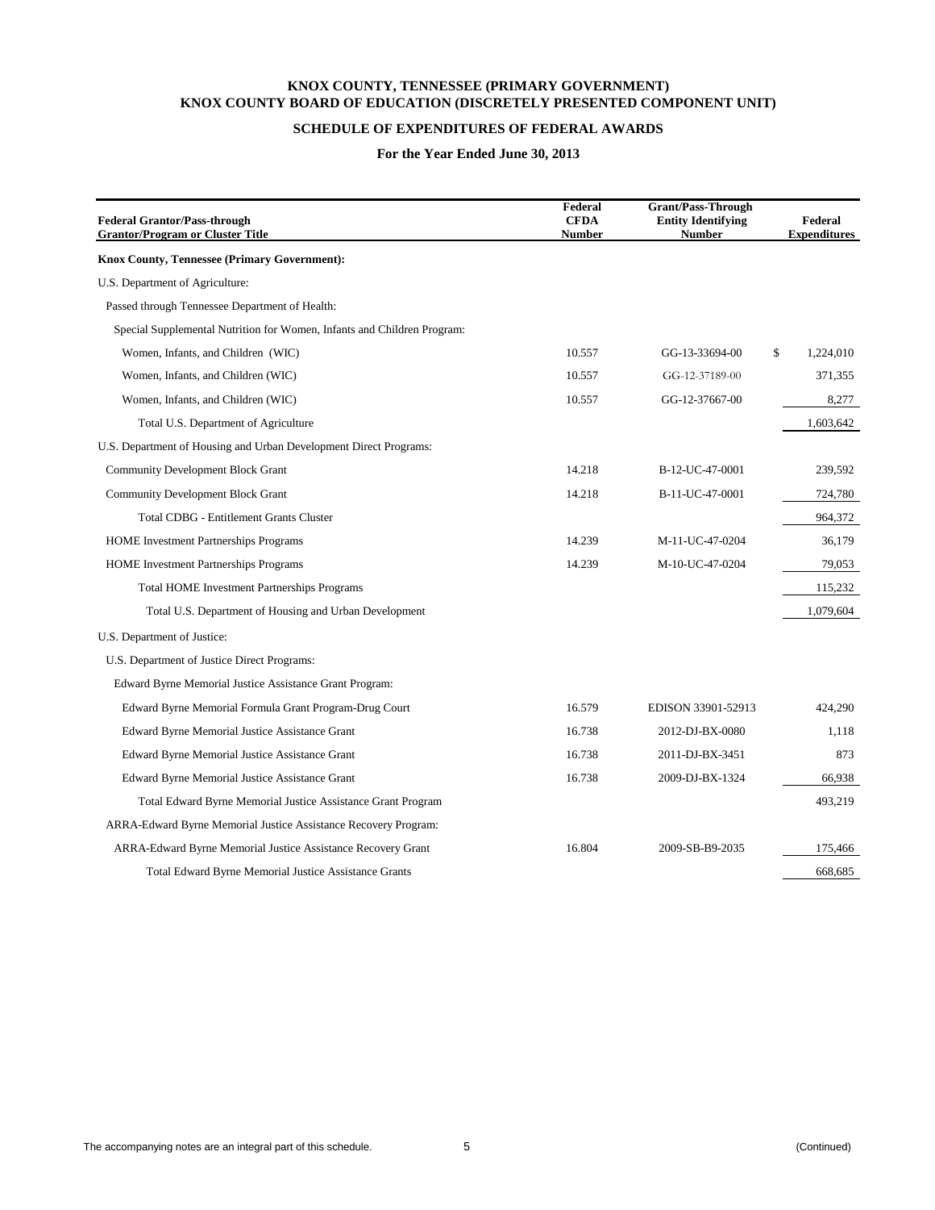# KNOX COUNTY, TENNESSEE (PRIMARY GOVERNMENT)
# KNOX COUNTY BOARD OF EDUCATION (DISCRETELY PRESENTED COMPONENT UNIT)

## SCHEDULE OF EXPENDITURES OF FEDERAL AWARDS

### For the Year Ended June 30, 2013

| Federal Grantor/Pass-through Grantor/Program or Cluster Title | Federal CFDA Number | Grant/Pass-Through Entity Identifying Number | Federal Expenditures |
|---|---|---|---|
| **Knox County, Tennessee (Primary Government):** | | | |
| U.S. Department of Agriculture: | | | |
| Passed through Tennessee Department of Health: | | | |
| Special Supplemental Nutrition for Women, Infants and Children Program: | | | |
| Women, Infants, and Children (WIC) | 10.557 | GG-13-33694-00 | $ 1,224,010 |
| Women, Infants, and Children (WIC) | 10.557 | GG-12-37189-00 | 371,355 |
| Women, Infants, and Children (WIC) | 10.557 | GG-12-37667-00 | 8,277 |
| Total U.S. Department of Agriculture | | | 1,603,642 |
| U.S. Department of Housing and Urban Development Direct Programs: | | | |
| Community Development Block Grant | 14.218 | B-12-UC-47-0001 | 239,592 |
| Community Development Block Grant | 14.218 | B-11-UC-47-0001 | 724,780 |
| Total CDBG - Entitlement Grants Cluster | | | 964,372 |
| HOME Investment Partnerships Programs | 14.239 | M-11-UC-47-0204 | 36,179 |
| HOME Investment Partnerships Programs | 14.239 | M-10-UC-47-0204 | 79,053 |
| Total HOME Investment Partnerships Programs | | | 115,232 |
| Total U.S. Department of Housing and Urban Development | | | 1,079,604 |
| U.S. Department of Justice: | | | |
| U.S. Department of Justice Direct Programs: | | | |
| Edward Byrne Memorial Justice Assistance Grant Program: | | | |
| Edward Byrne Memorial Formula Grant Program-Drug Court | 16.579 | EDISON 33901-52913 | 424,290 |
| Edward Byrne Memorial Justice Assistance Grant | 16.738 | 2012-DJ-BX-0080 | 1,118 |
| Edward Byrne Memorial Justice Assistance Grant | 16.738 | 2011-DJ-BX-3451 | 873 |
| Edward Byrne Memorial Justice Assistance Grant | 16.738 | 2009-DJ-BX-1324 | 66,938 |
| Total Edward Byrne Memorial Justice Assistance Grant Program | | | 493,219 |
| ARRA-Edward Byrne Memorial Justice Assistance Recovery Program: | | | |
| ARRA-Edward Byrne Memorial Justice Assistance Recovery Grant | 16.804 | 2009-SB-B9-2035 | 175,466 |
| Total Edward Byrne Memorial Justice Assistance Grants | | | 668,685 |

The accompanying notes are an integral part of this schedule.

(Continued)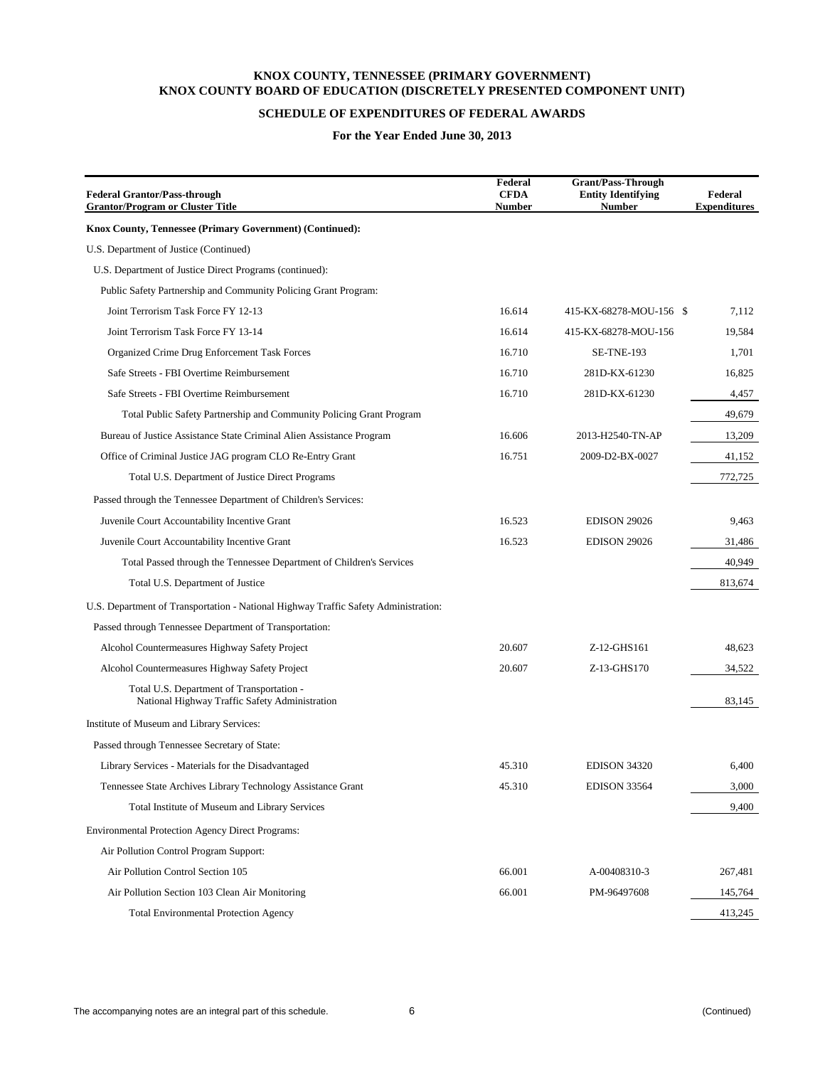**KNOX COUNTY, TENNESSEE (PRIMARY GOVERNMENT)**
**KNOX COUNTY BOARD OF EDUCATION (DISCRETELY PRESENTED COMPONENT UNIT)**

**SCHEDULE OF EXPENDITURES OF FEDERAL AWARDS**

**For the Year Ended June 30, 2013**

| Federal Grantor/Pass-through Grantor/Program or Cluster Title | Federal CFDA Number | Grant/Pass-Through Entity Identifying Number | Federal Expenditures |
|---|---|---|---|
| **Knox County, Tennessee (Primary Government) (Continued):** | | | |
| U.S. Department of Justice (Continued) | | | |
| U.S. Department of Justice Direct Programs (continued): | | | |
| Public Safety Partnership and Community Policing Grant Program: | | | |
| Joint Terrorism Task Force FY 12-13 | 16.614 | 415-KX-68278-MOU-156 | $ 7,112 |
| Joint Terrorism Task Force FY 13-14 | 16.614 | 415-KX-68278-MOU-156 | 19,584 |
| Organized Crime Drug Enforcement Task Forces | 16.710 | SE-TNE-193 | 1,701 |
| Safe Streets - FBI Overtime Reimbursement | 16.710 | 281D-KX-61230 | 16,825 |
| Safe Streets - FBI Overtime Reimbursement | 16.710 | 281D-KX-61230 | 4,457 |
| Total Public Safety Partnership and Community Policing Grant Program | | | 49,679 |
| Bureau of Justice Assistance State Criminal Alien Assistance Program | 16.606 | 2013-H2540-TN-AP | 13,209 |
| Office of Criminal Justice JAG program CLO Re-Entry Grant | 16.751 | 2009-D2-BX-0027 | 41,152 |
| Total U.S. Department of Justice Direct Programs | | | 772,725 |
| Passed through the Tennessee Department of Children's Services: | | | |
| Juvenile Court Accountability Incentive Grant | 16.523 | EDISON 29026 | 9,463 |
| Juvenile Court Accountability Incentive Grant | 16.523 | EDISON 29026 | 31,486 |
| Total Passed through the Tennessee Department of Children's Services | | | 40,949 |
| Total U.S. Department of Justice | | | 813,674 |
| U.S. Department of Transportation - National Highway Traffic Safety Administration: | | | |
| Passed through Tennessee Department of Transportation: | | | |
| Alcohol Countermeasures Highway Safety Project | 20.607 | Z-12-GHS161 | 48,623 |
| Alcohol Countermeasures Highway Safety Project | 20.607 | Z-13-GHS170 | 34,522 |
| Total U.S. Department of Transportation - National Highway Traffic Safety Administration | | | 83,145 |
| Institute of Museum and Library Services: | | | |
| Passed through Tennessee Secretary of State: | | | |
| Library Services - Materials for the Disadvantaged | 45.310 | EDISON 34320 | 6,400 |
| Tennessee State Archives Library Technology Assistance Grant | 45.310 | EDISON 33564 | 3,000 |
| Total Institute of Museum and Library Services | | | 9,400 |
| Environmental Protection Agency Direct Programs: | | | |
| Air Pollution Control Program Support: | | | |
| Air Pollution Control Section 105 | 66.001 | A-00408310-3 | 267,481 |
| Air Pollution Section 103 Clean Air Monitoring | 66.001 | PM-96497608 | 145,764 |
| Total Environmental Protection Agency | | | 413,245 |

The accompanying notes are an integral part of this schedule. (Continued)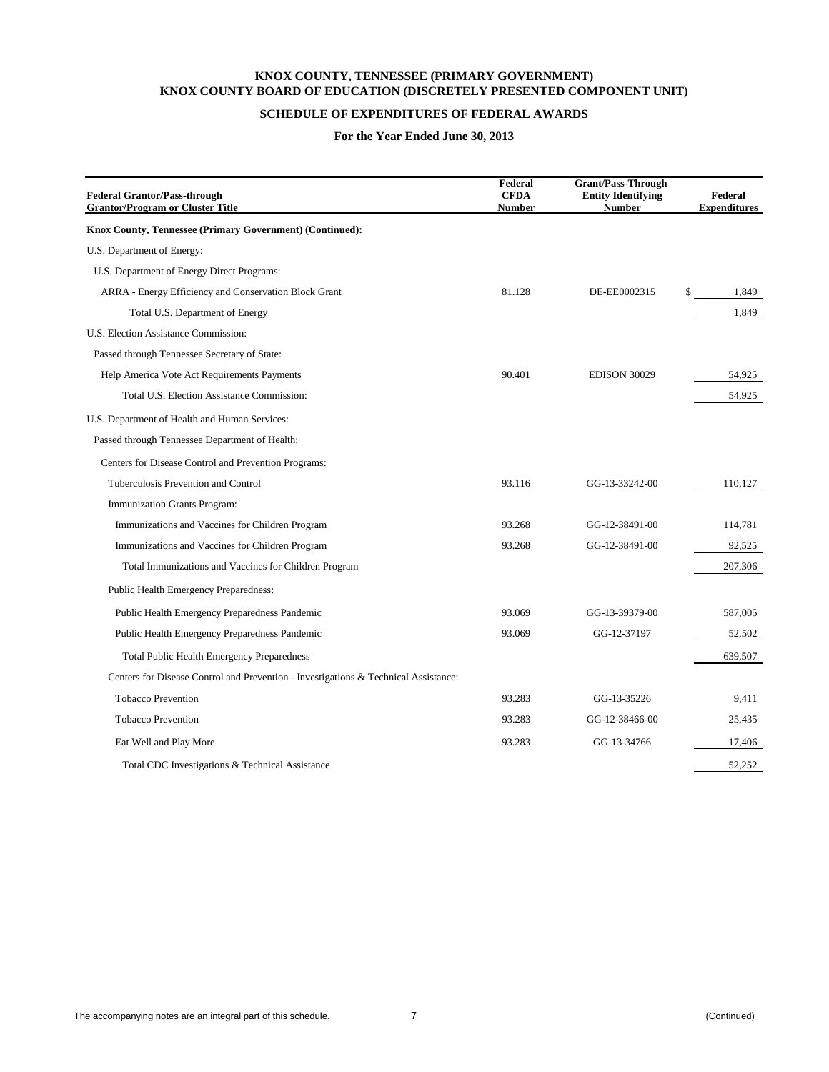# KNOX COUNTY, TENNESSEE (PRIMARY GOVERNMENT)
# KNOX COUNTY BOARD OF EDUCATION (DISCRETELY PRESENTED COMPONENT UNIT)

## SCHEDULE OF EXPENDITURES OF FEDERAL AWARDS

### For the Year Ended June 30, 2013

| Federal Grantor/Pass-through Grantor/Program or Cluster Title | Federal CFDA Number | Grant/Pass-Through Entity Identifying Number | Federal Expenditures |
|---|---|---|---|
| **Knox County, Tennessee (Primary Government) (Continued):** | | | |
| U.S. Department of Energy: | | | |
| U.S. Department of Energy Direct Programs: | | | |
| ARRA - Energy Efficiency and Conservation Block Grant | 81.128 | DE-EE0002315 | $ 1,849 |
| Total U.S. Department of Energy | | | 1,849 |
| U.S. Election Assistance Commission: | | | |
| Passed through Tennessee Secretary of State: | | | |
| Help America Vote Act Requirements Payments | 90.401 | EDISON 30029 | 54,925 |
| Total U.S. Election Assistance Commission: | | | 54,925 |
| U.S. Department of Health and Human Services: | | | |
| Passed through Tennessee Department of Health: | | | |
| Centers for Disease Control and Prevention Programs: | | | |
| Tuberculosis Prevention and Control | 93.116 | GG-13-33242-00 | 110,127 |
| Immunization Grants Program: | | | |
| Immunizations and Vaccines for Children Program | 93.268 | GG-12-38491-00 | 114,781 |
| Immunizations and Vaccines for Children Program | 93.268 | GG-12-38491-00 | 92,525 |
| Total Immunizations and Vaccines for Children Program | | | 207,306 |
| Public Health Emergency Preparedness: | | | |
| Public Health Emergency Preparedness Pandemic | 93.069 | GG-13-39379-00 | 587,005 |
| Public Health Emergency Preparedness Pandemic | 93.069 | GG-12-37197 | 52,502 |
| Total Public Health Emergency Preparedness | | | 639,507 |
| Centers for Disease Control and Prevention - Investigations & Technical Assistance: | | | |
| Tobacco Prevention | 93.283 | GG-13-35226 | 9,411 |
| Tobacco Prevention | 93.283 | GG-12-38466-00 | 25,435 |
| Eat Well and Play More | 93.283 | GG-13-34766 | 17,406 |
| Total CDC Investigations & Technical Assistance | | | 52,252 |

The accompanying notes are an integral part of this schedule. (Continued)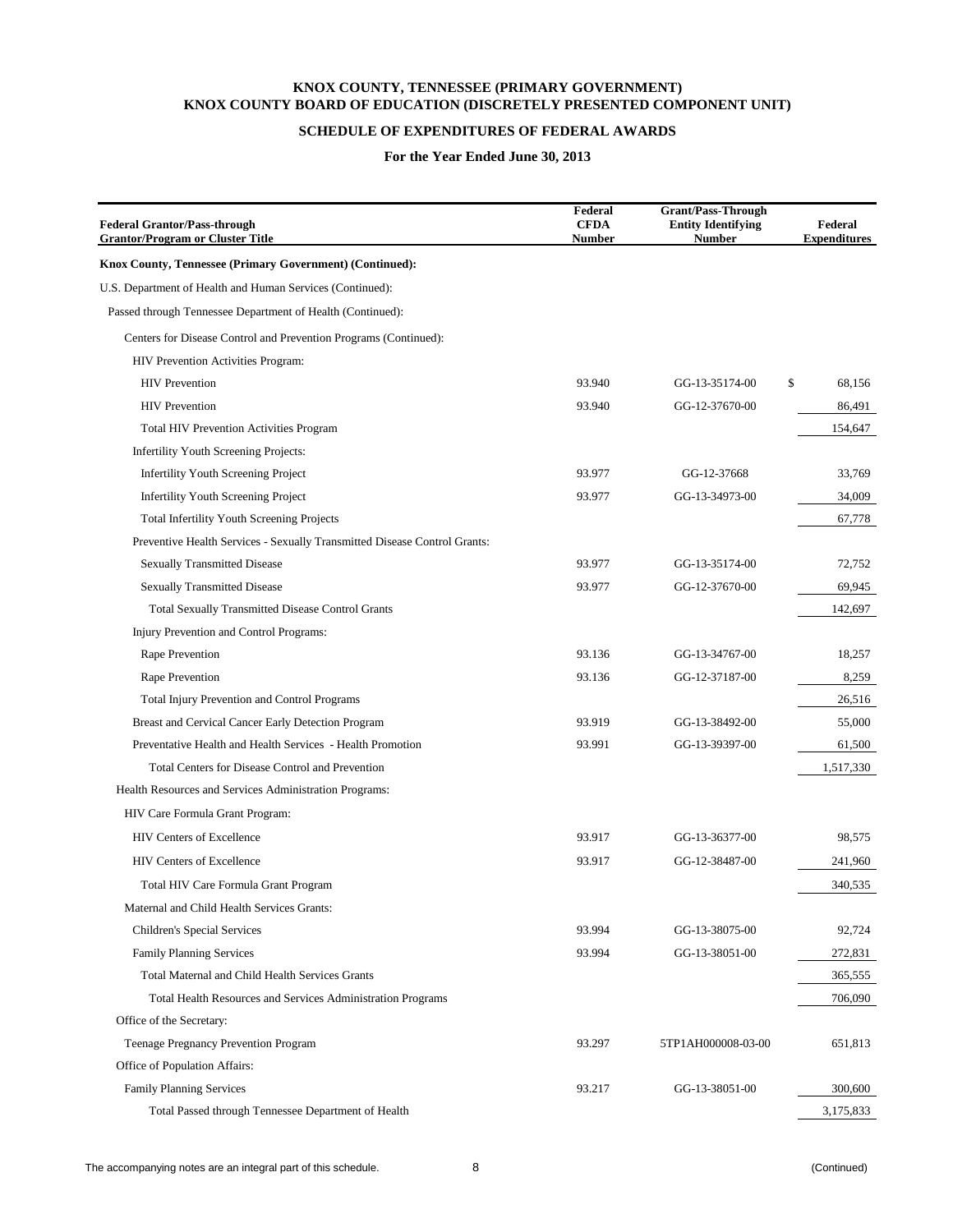**KNOX COUNTY, TENNESSEE (PRIMARY GOVERNMENT)**
**KNOX COUNTY BOARD OF EDUCATION (DISCRETELY PRESENTED COMPONENT UNIT)**

**SCHEDULE OF EXPENDITURES OF FEDERAL AWARDS**

**For the Year Ended June 30, 2013**

| Federal Grantor/Pass-through Grantor/Program or Cluster Title | Federal CFDA Number | Grant/Pass-Through Entity Identifying Number | Federal Expenditures |
|---|---|---|---|
| **Knox County, Tennessee (Primary Government) (Continued):** | | | |
| U.S. Department of Health and Human Services (Continued): | | | |
| Passed through Tennessee Department of Health (Continued): | | | |
| Centers for Disease Control and Prevention Programs (Continued): | | | |
| HIV Prevention Activities Program: | | | |
| HIV Prevention | 93.940 | GG-13-35174-00 | $ 68,156 |
| HIV Prevention | 93.940 | GG-12-37670-00 | 86,491 |
| Total HIV Prevention Activities Program | | | 154,647 |
| Infertility Youth Screening Projects: | | | |
| Infertility Youth Screening Project | 93.977 | GG-12-37668 | 33,769 |
| Infertility Youth Screening Project | 93.977 | GG-13-34973-00 | 34,009 |
| Total Infertility Youth Screening Projects | | | 67,778 |
| Preventive Health Services - Sexually Transmitted Disease Control Grants: | | | |
| Sexually Transmitted Disease | 93.977 | GG-13-35174-00 | 72,752 |
| Sexually Transmitted Disease | 93.977 | GG-12-37670-00 | 69,945 |
| Total Sexually Transmitted Disease Control Grants | | | 142,697 |
| Injury Prevention and Control Programs: | | | |
| Rape Prevention | 93.136 | GG-13-34767-00 | 18,257 |
| Rape Prevention | 93.136 | GG-12-37187-00 | 8,259 |
| Total Injury Prevention and Control Programs | | | 26,516 |
| Breast and Cervical Cancer Early Detection Program | 93.919 | GG-13-38492-00 | 55,000 |
| Preventative Health and Health Services - Health Promotion | 93.991 | GG-13-39397-00 | 61,500 |
| Total Centers for Disease Control and Prevention | | | 1,517,330 |
| Health Resources and Services Administration Programs: | | | |
| HIV Care Formula Grant Program: | | | |
| HIV Centers of Excellence | 93.917 | GG-13-36377-00 | 98,575 |
| HIV Centers of Excellence | 93.917 | GG-12-38487-00 | 241,960 |
| Total HIV Care Formula Grant Program | | | 340,535 |
| Maternal and Child Health Services Grants: | | | |
| Children's Special Services | 93.994 | GG-13-38075-00 | 92,724 |
| Family Planning Services | 93.994 | GG-13-38051-00 | 272,831 |
| Total Maternal and Child Health Services Grants | | | 365,555 |
| Total Health Resources and Services Administration Programs | | | 706,090 |
| Office of the Secretary: | | | |
| Teenage Pregnancy Prevention Program | 93.297 | 5TP1AH000008-03-00 | 651,813 |
| Office of Population Affairs: | | | |
| Family Planning Services | 93.217 | GG-13-38051-00 | 300,600 |
| Total Passed through Tennessee Department of Health | | | 3,175,833 |

The accompanying notes are an integral part of this schedule. (Continued)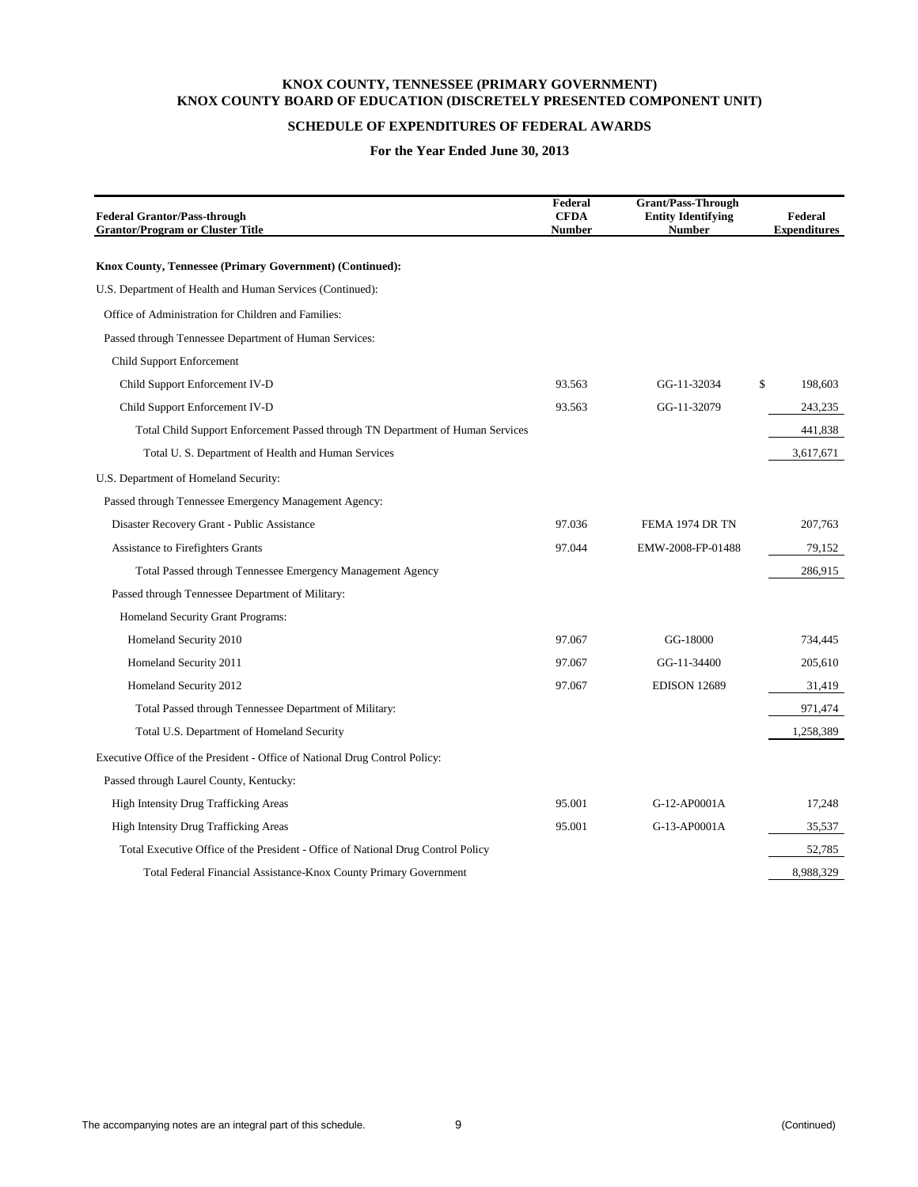# KNOX COUNTY, TENNESSEE (PRIMARY GOVERNMENT)
# KNOX COUNTY BOARD OF EDUCATION (DISCRETELY PRESENTED COMPONENT UNIT)

## SCHEDULE OF EXPENDITURES OF FEDERAL AWARDS

### For the Year Ended June 30, 2013

| Federal Grantor/Pass-through Grantor/Program or Cluster Title | Federal CFDA Number | Grant/Pass-Through Entity Identifying Number | Federal Expenditures |
|---|---|---|---|
| **Knox County, Tennessee (Primary Government) (Continued):** | | | |
| U.S. Department of Health and Human Services (Continued): | | | |
| Office of Administration for Children and Families: | | | |
| Passed through Tennessee Department of Human Services: | | | |
| Child Support Enforcement | | | |
| Child Support Enforcement IV-D | 93.563 | GG-11-32034 | $ 198,603 |
| Child Support Enforcement IV-D | 93.563 | GG-11-32079 | 243,235 |
| Total Child Support Enforcement Passed through TN Department of Human Services | | | 441,838 |
| Total U. S. Department of Health and Human Services | | | 3,617,671 |
| U.S. Department of Homeland Security: | | | |
| Passed through Tennessee Emergency Management Agency: | | | |
| Disaster Recovery Grant - Public Assistance | 97.036 | FEMA 1974 DR TN | 207,763 |
| Assistance to Firefighters Grants | 97.044 | EMW-2008-FP-01488 | 79,152 |
| Total Passed through Tennessee Emergency Management Agency | | | 286,915 |
| Passed through Tennessee Department of Military: | | | |
| Homeland Security Grant Programs: | | | |
| Homeland Security 2010 | 97.067 | GG-18000 | 734,445 |
| Homeland Security 2011 | 97.067 | GG-11-34400 | 205,610 |
| Homeland Security 2012 | 97.067 | EDISON 12689 | 31,419 |
| Total Passed through Tennessee Department of Military: | | | 971,474 |
| Total U.S. Department of Homeland Security | | | 1,258,389 |
| Executive Office of the President - Office of National Drug Control Policy: | | | |
| Passed through Laurel County, Kentucky: | | | |
| High Intensity Drug Trafficking Areas | 95.001 | G-12-AP0001A | 17,248 |
| High Intensity Drug Trafficking Areas | 95.001 | G-13-AP0001A | 35,537 |
| Total Executive Office of the President - Office of National Drug Control Policy | | | 52,785 |
| Total Federal Financial Assistance-Knox County Primary Government | | | 8,988,329 |

The accompanying notes are an integral part of this schedule. (Continued)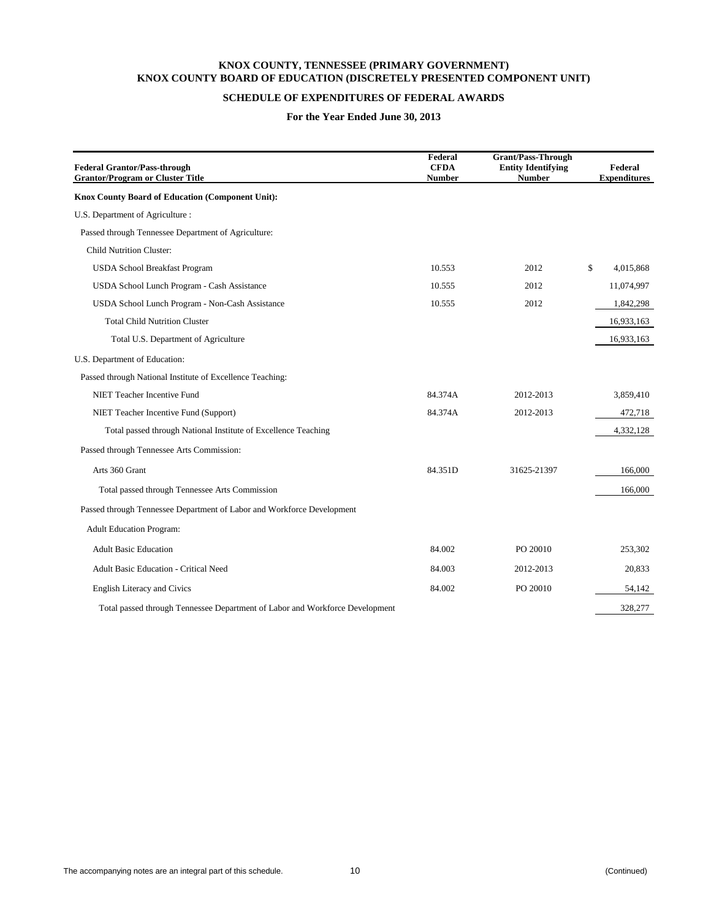# KNOX COUNTY, TENNESSEE (PRIMARY GOVERNMENT)
# KNOX COUNTY BOARD OF EDUCATION (DISCRETELY PRESENTED COMPONENT UNIT)

## SCHEDULE OF EXPENDITURES OF FEDERAL AWARDS

### For the Year Ended June 30, 2013

| Federal Grantor/Pass-through Grantor/Program or Cluster Title | Federal CFDA Number | Grant/Pass-Through Entity Identifying Number | Federal Expenditures |
|---|---|---|---|
| **Knox County Board of Education (Component Unit):** | | | |
| U.S. Department of Agriculture : | | | |
| Passed through Tennessee Department of Agriculture: | | | |
| Child Nutrition Cluster: | | | |
| USDA School Breakfast Program | 10.553 | 2012 | $ 4,015,868 |
| USDA School Lunch Program - Cash Assistance | 10.555 | 2012 | 11,074,997 |
| USDA School Lunch Program - Non-Cash Assistance | 10.555 | 2012 | 1,842,298 |
| Total Child Nutrition Cluster | | | 16,933,163 |
| Total U.S. Department of Agriculture | | | 16,933,163 |
| U.S. Department of Education: | | | |
| Passed through National Institute of Excellence Teaching: | | | |
| NIET Teacher Incentive Fund | 84.374A | 2012-2013 | 3,859,410 |
| NIET Teacher Incentive Fund (Support) | 84.374A | 2012-2013 | 472,718 |
| Total passed through National Institute of Excellence Teaching | | | 4,332,128 |
| Passed through Tennessee Arts Commission: | | | |
| Arts 360 Grant | 84.351D | 31625-21397 | 166,000 |
| Total passed through Tennessee Arts Commission | | | 166,000 |
| Passed through Tennessee Department of Labor and Workforce Development | | | |
| Adult Education Program: | | | |
| Adult Basic Education | 84.002 | PO 20010 | 253,302 |
| Adult Basic Education - Critical Need | 84.003 | 2012-2013 | 20,833 |
| English Literacy and Civics | 84.002 | PO 20010 | 54,142 |
| Total passed through Tennessee Department of Labor and Workforce Development | | | 328,277 |

The accompanying notes are an integral part of this schedule.

(Continued)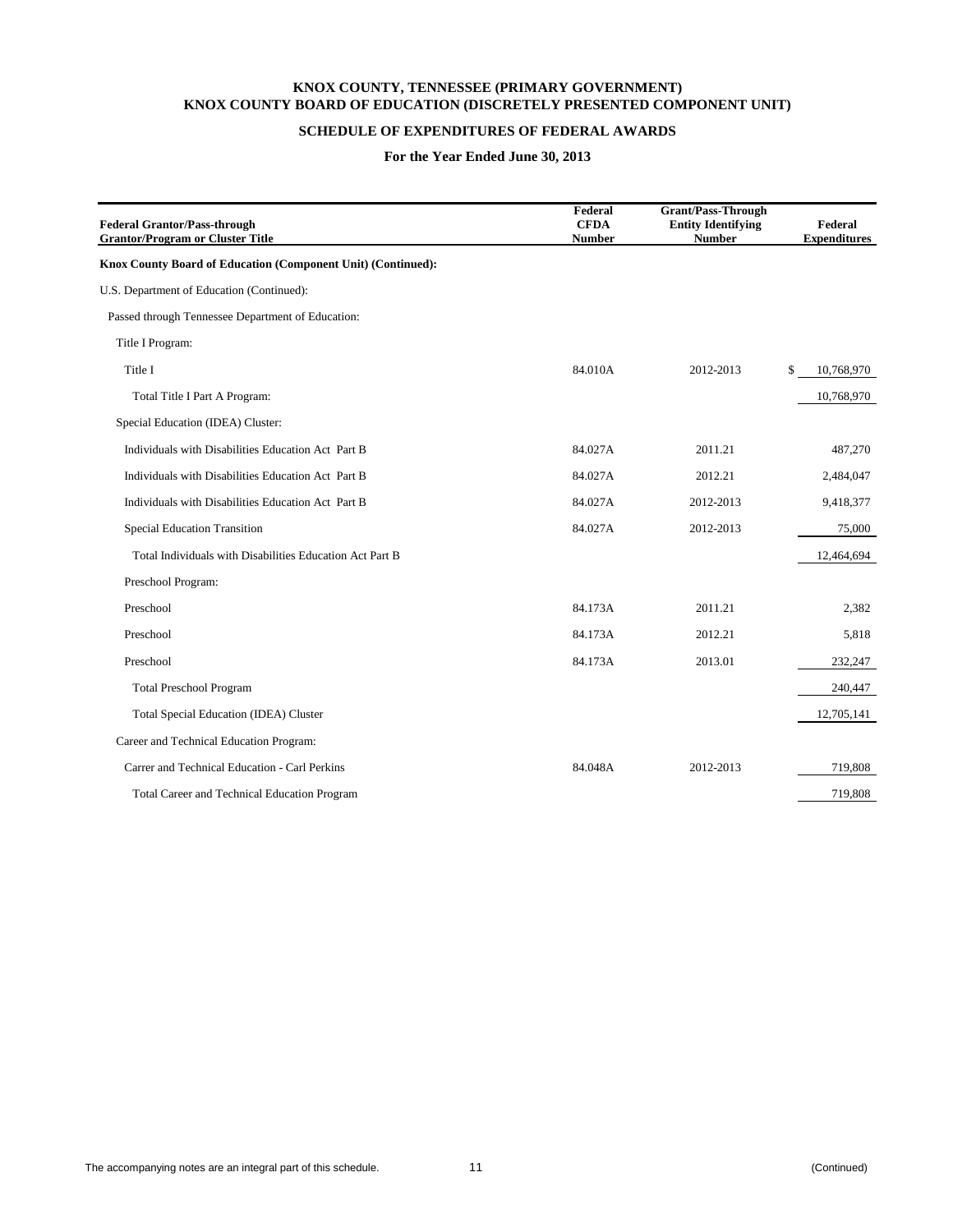**KNOX COUNTY, TENNESSEE (PRIMARY GOVERNMENT)**
**KNOX COUNTY BOARD OF EDUCATION (DISCRETELY PRESENTED COMPONENT UNIT)**

**SCHEDULE OF EXPENDITURES OF FEDERAL AWARDS**

**For the Year Ended June 30, 2013**

| Federal Grantor/Pass-through Grantor/Program or Cluster Title | Federal CFDA Number | Grant/Pass-Through Entity Identifying Number | Federal Expenditures |
|---|---|---|---|
| **Knox County Board of Education (Component Unit) (Continued):** | | | |
| U.S. Department of Education (Continued): | | | |
| Passed through Tennessee Department of Education: | | | |
| Title I Program: | | | |
| Title I | 84.010A | 2012-2013 | $ 10,768,970 |
| Total Title I Part A Program: | | | 10,768,970 |
| Special Education (IDEA) Cluster: | | | |
| Individuals with Disabilities Education Act Part B | 84.027A | 2011.21 | 487,270 |
| Individuals with Disabilities Education Act Part B | 84.027A | 2012.21 | 2,484,047 |
| Individuals with Disabilities Education Act Part B | 84.027A | 2012-2013 | 9,418,377 |
| Special Education Transition | 84.027A | 2012-2013 | 75,000 |
| Total Individuals with Disabilities Education Act Part B | | | 12,464,694 |
| Preschool Program: | | | |
| Preschool | 84.173A | 2011.21 | 2,382 |
| Preschool | 84.173A | 2012.21 | 5,818 |
| Preschool | 84.173A | 2013.01 | 232,247 |
| Total Preschool Program | | | 240,447 |
| Total Special Education (IDEA) Cluster | | | 12,705,141 |
| Career and Technical Education Program: | | | |
| Carrer and Technical Education - Carl Perkins | 84.048A | 2012-2013 | 719,808 |
| Total Career and Technical Education Program | | | 719,808 |

The accompanying notes are an integral part of this schedule.

(Continued)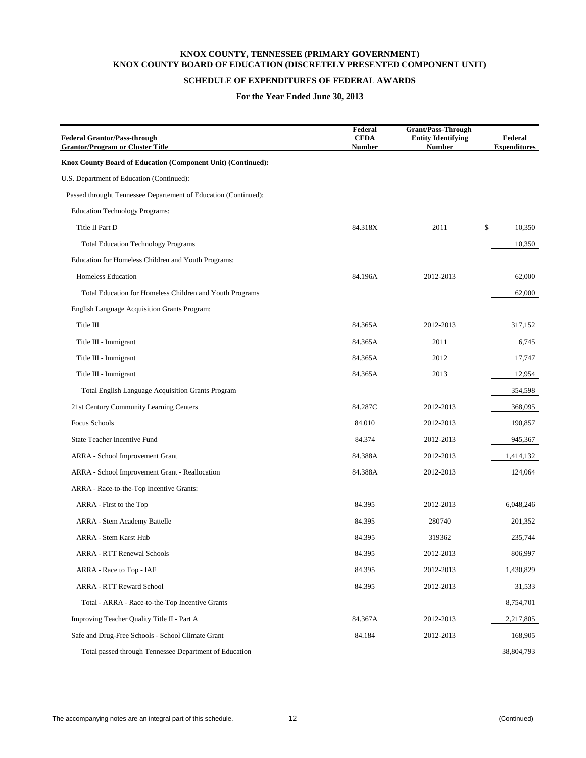**KNOX COUNTY, TENNESSEE (PRIMARY GOVERNMENT)**
**KNOX COUNTY BOARD OF EDUCATION (DISCRETELY PRESENTED COMPONENT UNIT)**

**SCHEDULE OF EXPENDITURES OF FEDERAL AWARDS**

**For the Year Ended June 30, 2013**

| Federal Grantor/Pass-through Grantor/Program or Cluster Title | Federal CFDA Number | Grant/Pass-Through Entity Identifying Number | Federal Expenditures |
|---|---|---|---|
| **Knox County Board of Education (Component Unit) (Continued):** | | | |
| U.S. Department of Education (Continued): | | | |
| Passed throught Tennessee Departement of Education (Continued): | | | |
| Education Technology Programs: | | | |
| Title II Part D | 84.318X | 2011 | $ 10,350 |
| Total Education Technology Programs | | | 10,350 |
| Education for Homeless Children and Youth Programs: | | | |
| Homeless Education | 84.196A | 2012-2013 | 62,000 |
| Total Education for Homeless Children and Youth Programs | | | 62,000 |
| English Language Acquisition Grants Program: | | | |
| Title III | 84.365A | 2012-2013 | 317,152 |
| Title III - Immigrant | 84.365A | 2011 | 6,745 |
| Title III - Immigrant | 84.365A | 2012 | 17,747 |
| Title III - Immigrant | 84.365A | 2013 | 12,954 |
| Total English Language Acquisition Grants Program | | | 354,598 |
| 21st Century Community Learning Centers | 84.287C | 2012-2013 | 368,095 |
| Focus Schools | 84.010 | 2012-2013 | 190,857 |
| State Teacher Incentive Fund | 84.374 | 2012-2013 | 945,367 |
| ARRA - School Improvement Grant | 84.388A | 2012-2013 | 1,414,132 |
| ARRA - School Improvement Grant - Reallocation | 84.388A | 2012-2013 | 124,064 |
| ARRA - Race-to-the-Top Incentive Grants: | | | |
| ARRA - First to the Top | 84.395 | 2012-2013 | 6,048,246 |
| ARRA - Stem Academy Battelle | 84.395 | 280740 | 201,352 |
| ARRA - Stem Karst Hub | 84.395 | 319362 | 235,744 |
| ARRA - RTT Renewal Schools | 84.395 | 2012-2013 | 806,997 |
| ARRA - Race to Top - IAF | 84.395 | 2012-2013 | 1,430,829 |
| ARRA - RTT Reward School | 84.395 | 2012-2013 | 31,533 |
| Total - ARRA - Race-to-the-Top Incentive Grants | | | 8,754,701 |
| Improving Teacher Quality Title II - Part A | 84.367A | 2012-2013 | 2,217,805 |
| Safe and Drug-Free Schools - School Climate Grant | 84.184 | 2012-2013 | 168,905 |
| Total passed through Tennessee Department of Education | | | 38,804,793 |

The accompanying notes are an integral part of this schedule.

(Continued)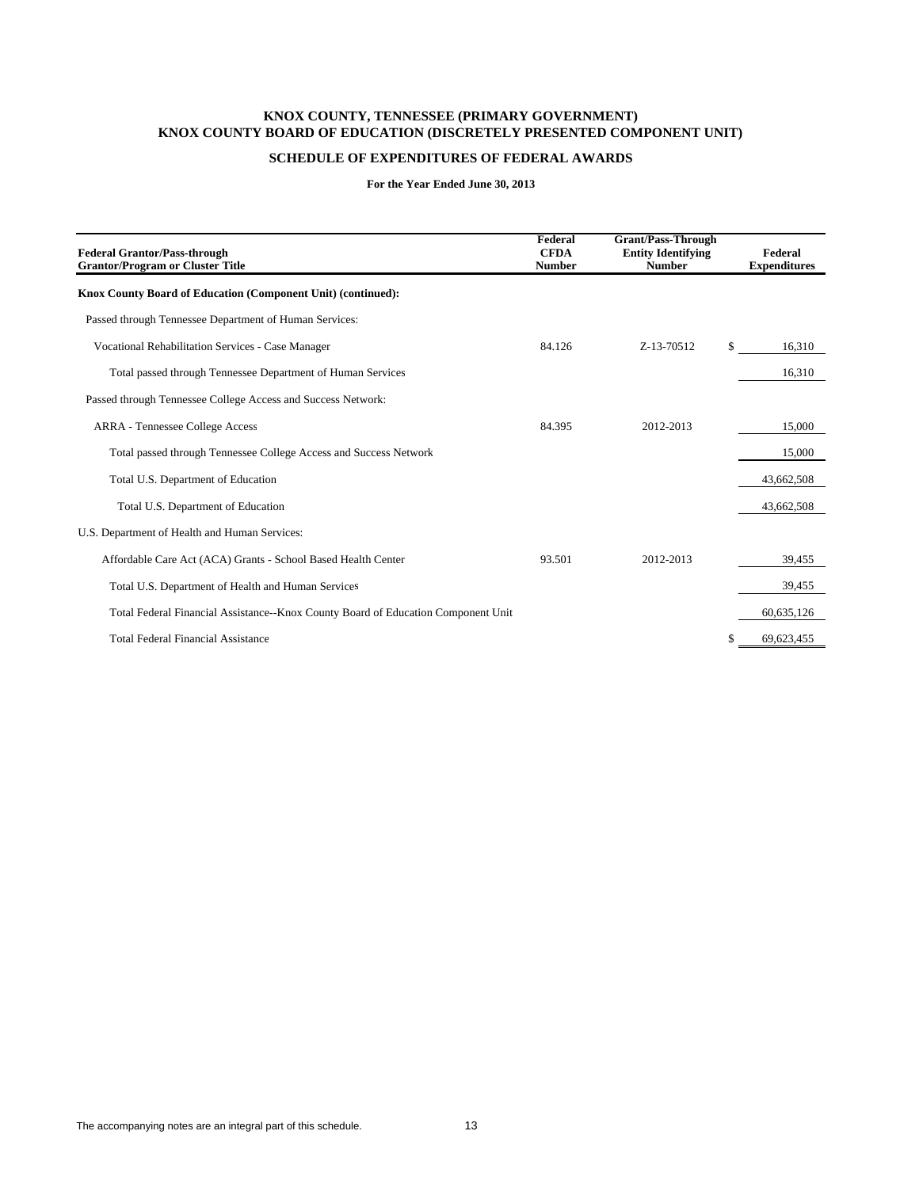## KNOX COUNTY, TENNESSEE (PRIMARY GOVERNMENT)
## KNOX COUNTY BOARD OF EDUCATION (DISCRETELY PRESENTED COMPONENT UNIT)

### SCHEDULE OF EXPENDITURES OF FEDERAL AWARDS

**For the Year Ended June 30, 2013**

| Federal Grantor/Pass-through Grantor/Program or Cluster Title | Federal CFDA Number | Grant/Pass-Through Entity Identifying Number | Federal Expenditures |
|---|---|---|---|
| **Knox County Board of Education (Component Unit) (continued):** | | | |
| Passed through Tennessee Department of Human Services: | | | |
| Vocational Rehabilitation Services - Case Manager | 84.126 | Z-13-70512 | $ 16,310 |
| Total passed through Tennessee Department of Human Services | | | 16,310 |
| Passed through Tennessee College Access and Success Network: | | | |
| ARRA - Tennessee College Access | 84.395 | 2012-2013 | 15,000 |
| Total passed through Tennessee College Access and Success Network | | | 15,000 |
| Total U.S. Department of Education | | | 43,662,508 |
| Total U.S. Department of Education | | | 43,662,508 |
| U.S. Department of Health and Human Services: | | | |
| Affordable Care Act (ACA) Grants - School Based Health Center | 93.501 | 2012-2013 | 39,455 |
| Total U.S. Department of Health and Human Services | | | 39,455 |
| Total Federal Financial Assistance--Knox County Board of Education Component Unit | | | 60,635,126 |
| Total Federal Financial Assistance | | | $ 69,623,455 |

The accompanying notes are an integral part of this schedule.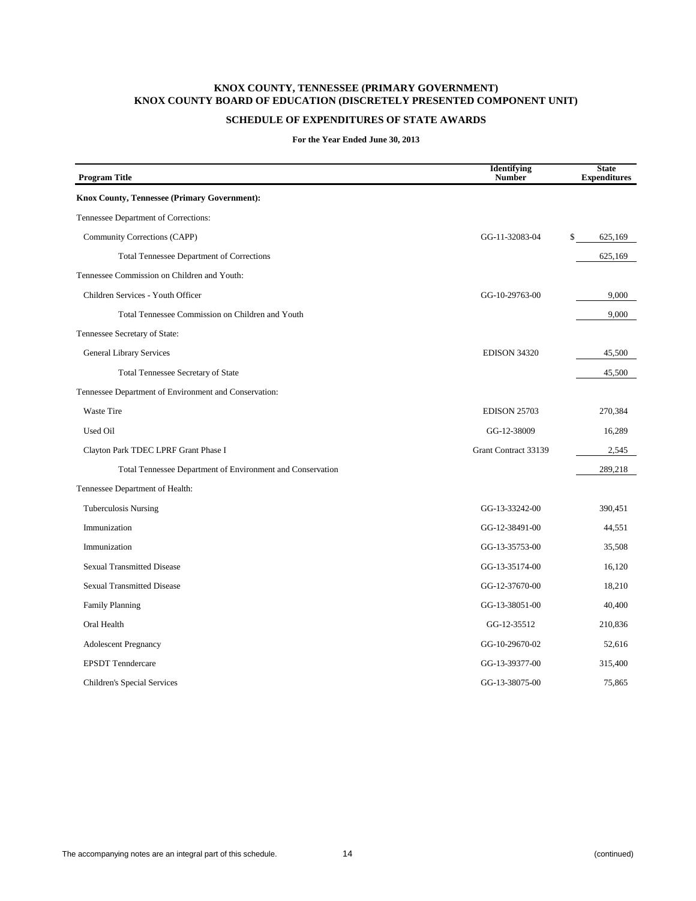**KNOX COUNTY, TENNESSEE (PRIMARY GOVERNMENT)**
**KNOX COUNTY BOARD OF EDUCATION (DISCRETELY PRESENTED COMPONENT UNIT)**

**SCHEDULE OF EXPENDITURES OF STATE AWARDS**

**For the Year Ended June 30, 2013**

| Program Title | Identifying Number | State Expenditures |
|---|---|---|
| **Knox County, Tennessee (Primary Government):** | | |
| Tennessee Department of Corrections: | | |
| Community Corrections (CAPP) | GG-11-32083-04 | $ 625,169 |
| Total Tennessee Department of Corrections | | 625,169 |
| Tennessee Commission on Children and Youth: | | |
| Children Services - Youth Officer | GG-10-29763-00 | 9,000 |
| Total Tennessee Commission on Children and Youth | | 9,000 |
| Tennessee Secretary of State: | | |
| General Library Services | EDISON 34320 | 45,500 |
| Total Tennessee Secretary of State | | 45,500 |
| Tennessee Department of Environment and Conservation: | | |
| Waste Tire | EDISON 25703 | 270,384 |
| Used Oil | GG-12-38009 | 16,289 |
| Clayton Park TDEC LPRF Grant Phase I | Grant Contract 33139 | 2,545 |
| Total Tennessee Department of Environment and Conservation | | 289,218 |
| Tennessee Department of Health: | | |
| Tuberculosis Nursing | GG-13-33242-00 | 390,451 |
| Immunization | GG-12-38491-00 | 44,551 |
| Immunization | GG-13-35753-00 | 35,508 |
| Sexual Transmitted Disease | GG-13-35174-00 | 16,120 |
| Sexual Transmitted Disease | GG-12-37670-00 | 18,210 |
| Family Planning | GG-13-38051-00 | 40,400 |
| Oral Health | GG-12-35512 | 210,836 |
| Adolescent Pregnancy | GG-10-29670-02 | 52,616 |
| EPSDT Tenndercare | GG-13-39377-00 | 315,400 |
| Children's Special Services | GG-13-38075-00 | 75,865 |

The accompanying notes are an integral part of this schedule.

(continued)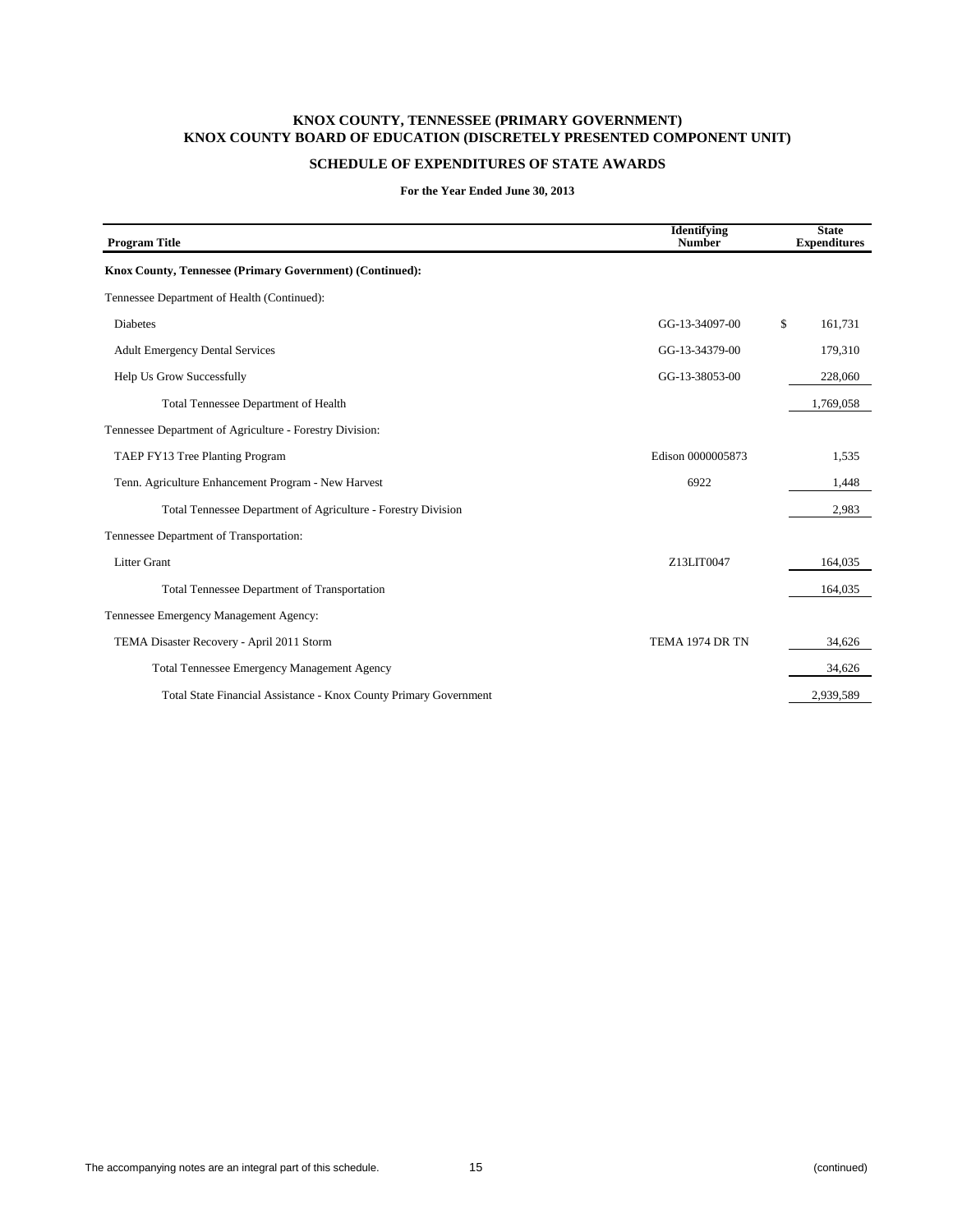**KNOX COUNTY, TENNESSEE (PRIMARY GOVERNMENT)**
**KNOX COUNTY BOARD OF EDUCATION (DISCRETELY PRESENTED COMPONENT UNIT)**

**SCHEDULE OF EXPENDITURES OF STATE AWARDS**

**For the Year Ended June 30, 2013**

| Program Title | Identifying Number | State Expenditures |
|---|---|---|
| **Knox County, Tennessee (Primary Government) (Continued):** | | |
| Tennessee Department of Health (Continued): | | |
| Diabetes | GG-13-34097-00 | $ 161,731 |
| Adult Emergency Dental Services | GG-13-34379-00 | 179,310 |
| Help Us Grow Successfully | GG-13-38053-00 | 228,060 |
| Total Tennessee Department of Health | | 1,769,058 |
| Tennessee Department of Agriculture - Forestry Division: | | |
| TAEP FY13 Tree Planting Program | Edison 0000005873 | 1,535 |
| Tenn. Agriculture Enhancement Program - New Harvest | 6922 | 1,448 |
| Total Tennessee Department of Agriculture - Forestry Division | | 2,983 |
| Tennessee Department of Transportation: | | |
| Litter Grant | Z13LIT0047 | 164,035 |
| Total Tennessee Department of Transportation | | 164,035 |
| Tennessee Emergency Management Agency: | | |
| TEMA Disaster Recovery - April 2011 Storm | TEMA 1974 DR TN | 34,626 |
| Total Tennessee Emergency Management Agency | | 34,626 |
| Total State Financial Assistance - Knox County Primary Government | | 2,939,589 |

The accompanying notes are an integral part of this schedule.

(continued)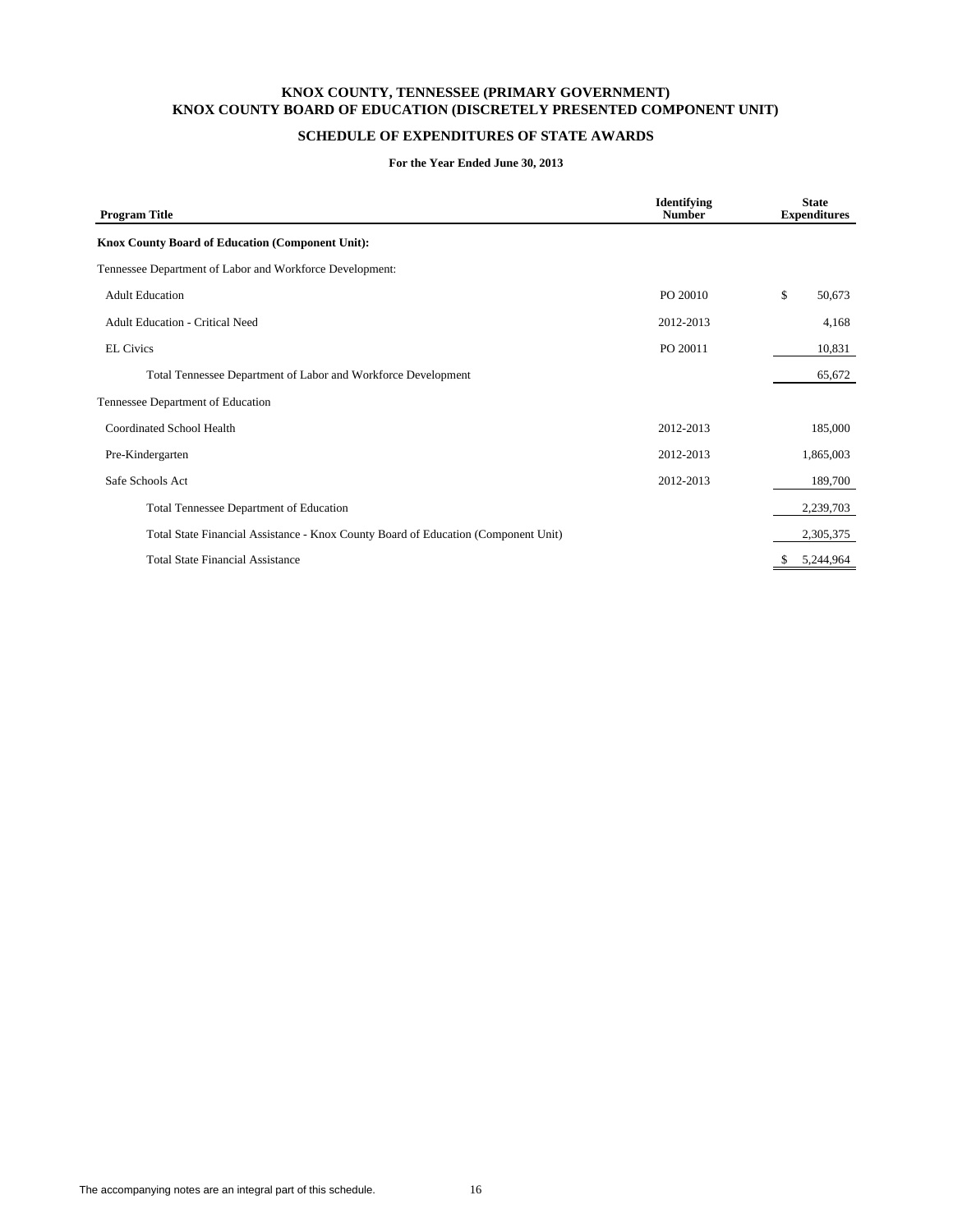# KNOX COUNTY, TENNESSEE (PRIMARY GOVERNMENT)
# KNOX COUNTY BOARD OF EDUCATION (DISCRETELY PRESENTED COMPONENT UNIT)

## SCHEDULE OF EXPENDITURES OF STATE AWARDS

**For the Year Ended June 30, 2013**

| Program Title | Identifying Number | State Expenditures |
|---|---|---|
| **Knox County Board of Education (Component Unit):** | | |
| Tennessee Department of Labor and Workforce Development: | | |
| Adult Education | PO 20010 | $ 50,673 |
| Adult Education - Critical Need | 2012-2013 | 4,168 |
| EL Civics | PO 20011 | 10,831 |
| Total Tennessee Department of Labor and Workforce Development | | 65,672 |
| Tennessee Department of Education | | |
| Coordinated School Health | 2012-2013 | 185,000 |
| Pre-Kindergarten | 2012-2013 | 1,865,003 |
| Safe Schools Act | 2012-2013 | 189,700 |
| Total Tennessee Department of Education | | 2,239,703 |
| Total State Financial Assistance - Knox County Board of Education (Component Unit) | | 2,305,375 |
| Total State Financial Assistance | | $ 5,244,964 |

The accompanying notes are an integral part of this schedule.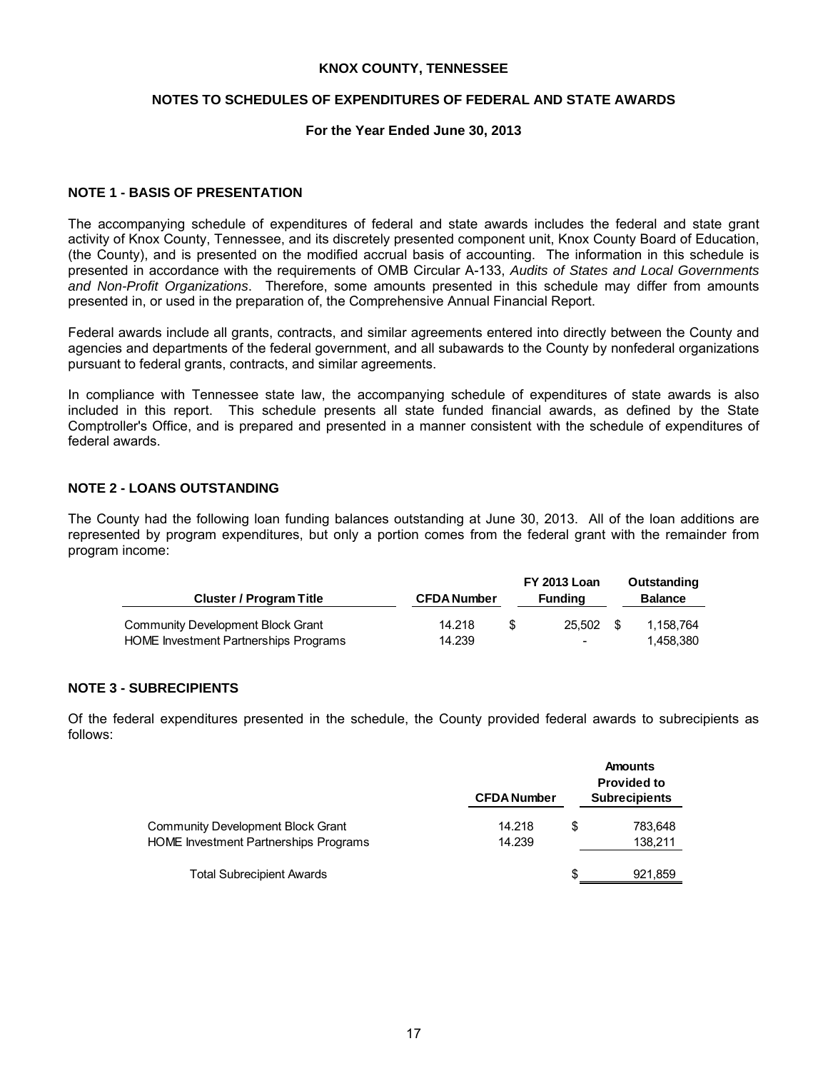**KNOX COUNTY, TENNESSEE**

**NOTES TO SCHEDULES OF EXPENDITURES OF FEDERAL AND STATE AWARDS**

**For the Year Ended June 30, 2013**

## NOTE 1 - BASIS OF PRESENTATION

The accompanying schedule of expenditures of federal and state awards includes the federal and state grant activity of Knox County, Tennessee, and its discretely presented component unit, Knox County Board of Education, (the County), and is presented on the modified accrual basis of accounting. The information in this schedule is presented in accordance with the requirements of OMB Circular A-133, *Audits of States and Local Governments and Non-Profit Organizations*. Therefore, some amounts presented in this schedule may differ from amounts presented in, or used in the preparation of, the Comprehensive Annual Financial Report.

Federal awards include all grants, contracts, and similar agreements entered into directly between the County and agencies and departments of the federal government, and all subawards to the County by nonfederal organizations pursuant to federal grants, contracts, and similar agreements.

In compliance with Tennessee state law, the accompanying schedule of expenditures of state awards is also included in this report. This schedule presents all state funded financial awards, as defined by the State Comptroller's Office, and is prepared and presented in a manner consistent with the schedule of expenditures of federal awards.

## NOTE 2 - LOANS OUTSTANDING

The County had the following loan funding balances outstanding at June 30, 2013. All of the loan additions are represented by program expenditures, but only a portion comes from the federal grant with the remainder from program income:

| Cluster / Program Title | CFDA Number | FY 2013 Loan Funding | Outstanding Balance |
|---|---|---|---|
| Community Development Block Grant | 14.218 | $ 25,502 | $ 1,158,764 |
| HOME Investment Partnerships Programs | 14.239 | - | 1,458,380 |

## NOTE 3 - SUBRECIPIENTS

Of the federal expenditures presented in the schedule, the County provided federal awards to subrecipients as follows:

| | CFDA Number | Amounts Provided to Subrecipients |
|---|---|---|
| Community Development Block Grant | 14.218 | $ 783,648 |
| HOME Investment Partnerships Programs | 14.239 | 138,211 |
| Total Subrecipient Awards | | $ 921,859 |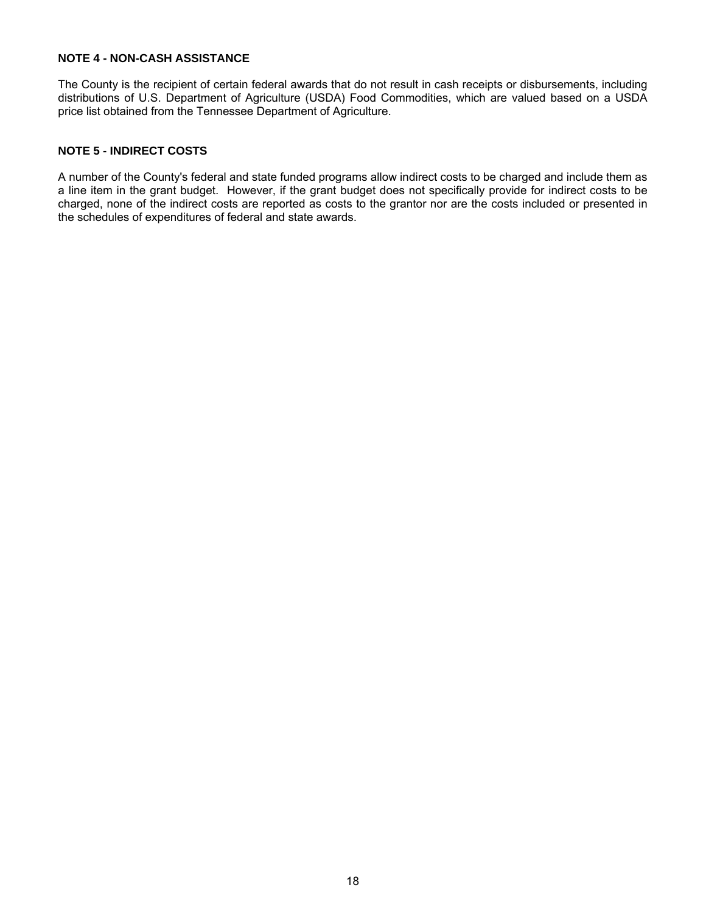**NOTE 4 - NON-CASH ASSISTANCE**

The County is the recipient of certain federal awards that do not result in cash receipts or disbursements, including distributions of U.S. Department of Agriculture (USDA) Food Commodities, which are valued based on a USDA price list obtained from the Tennessee Department of Agriculture.

**NOTE 5 - INDIRECT COSTS**

A number of the County's federal and state funded programs allow indirect costs to be charged and include them as a line item in the grant budget. However, if the grant budget does not specifically provide for indirect costs to be charged, none of the indirect costs are reported as costs to the grantor nor are the costs included or presented in the schedules of expenditures of federal and state awards.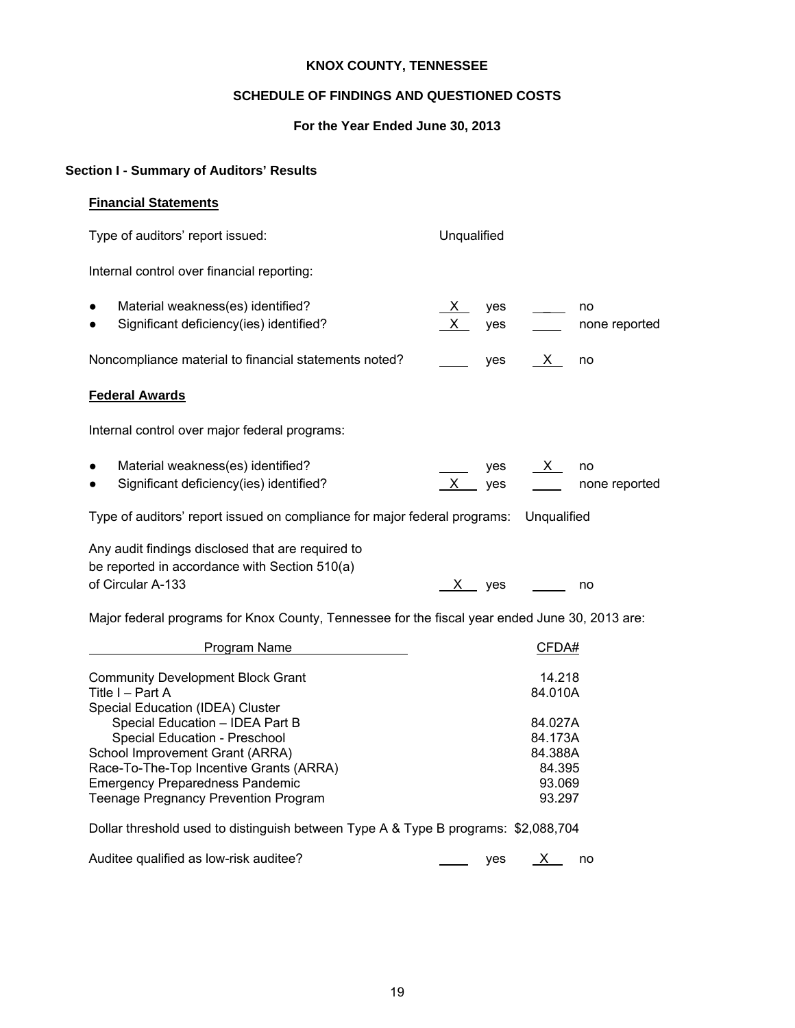**KNOX COUNTY, TENNESSEE**

**SCHEDULE OF FINDINGS AND QUESTIONED COSTS**

**For the Year Ended June 30, 2013**

## Section I - Summary of Auditors' Results

### Financial Statements

Type of auditors' report issued: Unqualified

Internal control over financial reporting:

| | | | | |
|---|---|---|---|---|
| ● Material weakness(es) identified? | X | yes | ___ | no |
| ● Significant deficiency(ies) identified? | X | yes | ___ | none reported |

| | | | | |
|---|---|---|---|---|
| Noncompliance material to financial statements noted? | ___ | yes | X | no |

### Federal Awards

Internal control over major federal programs:

| | | | | |
|---|---|---|---|---|
| ● Material weakness(es) identified? | ___ | yes | X | no |
| ● Significant deficiency(ies) identified? | X | yes | ___ | none reported |

Type of auditors' report issued on compliance for major federal programs: Unqualified

| | | | | |
|---|---|---|---|---|
| Any audit findings disclosed that are required to be reported in accordance with Section 510(a) of Circular A-133 | X | yes | ___ | no |

Major federal programs for Knox County, Tennessee for the fiscal year ended June 30, 2013 are:

| Program Name | CFDA# |
|---|---|
| Community Development Block Grant | 14.218 |
| Title I – Part A | 84.010A |
| Special Education (IDEA) Cluster | |
| Special Education – IDEA Part B | 84.027A |
| Special Education - Preschool | 84.173A |
| School Improvement Grant (ARRA) | 84.388A |
| Race-To-The-Top Incentive Grants (ARRA) | 84.395 |
| Emergency Preparedness Pandemic | 93.069 |
| Teenage Pregnancy Prevention Program | 93.297 |

Dollar threshold used to distinguish between Type A & Type B programs: $2,088,704

| | | | | |
|---|---|---|---|---|
| Auditee qualified as low-risk auditee? | ___ | yes | X | no |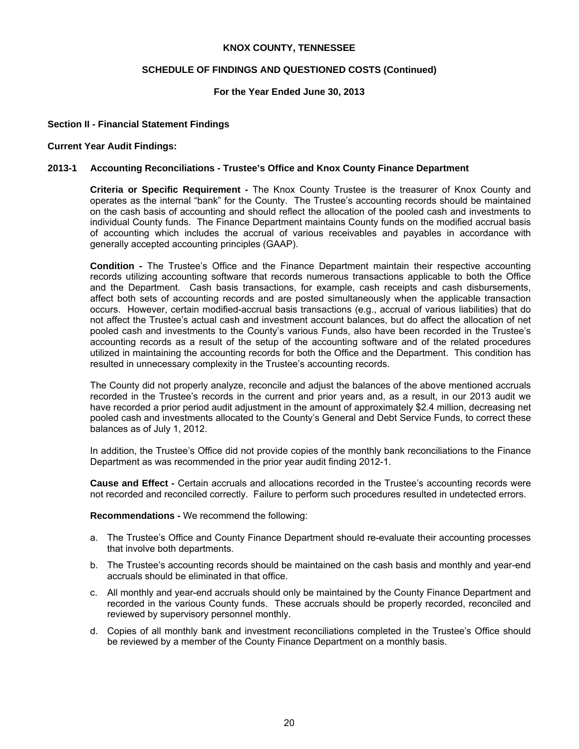# KNOX COUNTY, TENNESSEE

## SCHEDULE OF FINDINGS AND QUESTIONED COSTS (Continued)

### For the Year Ended June 30, 2013

**Section II - Financial Statement Findings**

**Current Year Audit Findings:**

**2013-1 Accounting Reconciliations - Trustee's Office and Knox County Finance Department**

**Criteria or Specific Requirement -** The Knox County Trustee is the treasurer of Knox County and operates as the internal "bank" for the County. The Trustee's accounting records should be maintained on the cash basis of accounting and should reflect the allocation of the pooled cash and investments to individual County funds. The Finance Department maintains County funds on the modified accrual basis of accounting which includes the accrual of various receivables and payables in accordance with generally accepted accounting principles (GAAP).

**Condition -** The Trustee's Office and the Finance Department maintain their respective accounting records utilizing accounting software that records numerous transactions applicable to both the Office and the Department. Cash basis transactions, for example, cash receipts and cash disbursements, affect both sets of accounting records and are posted simultaneously when the applicable transaction occurs. However, certain modified-accrual basis transactions (e.g., accrual of various liabilities) that do not affect the Trustee's actual cash and investment account balances, but do affect the allocation of net pooled cash and investments to the County's various Funds, also have been recorded in the Trustee's accounting records as a result of the setup of the accounting software and of the related procedures utilized in maintaining the accounting records for both the Office and the Department. This condition has resulted in unnecessary complexity in the Trustee's accounting records.

The County did not properly analyze, reconcile and adjust the balances of the above mentioned accruals recorded in the Trustee's records in the current and prior years and, as a result, in our 2013 audit we have recorded a prior period audit adjustment in the amount of approximately $2.4 million, decreasing net pooled cash and investments allocated to the County's General and Debt Service Funds, to correct these balances as of July 1, 2012.

In addition, the Trustee's Office did not provide copies of the monthly bank reconciliations to the Finance Department as was recommended in the prior year audit finding 2012-1.

**Cause and Effect -** Certain accruals and allocations recorded in the Trustee's accounting records were not recorded and reconciled correctly. Failure to perform such procedures resulted in undetected errors.

**Recommendations -** We recommend the following:

a. The Trustee's Office and County Finance Department should re-evaluate their accounting processes that involve both departments.

b. The Trustee's accounting records should be maintained on the cash basis and monthly and year-end accruals should be eliminated in that office.

c. All monthly and year-end accruals should only be maintained by the County Finance Department and recorded in the various County funds. These accruals should be properly recorded, reconciled and reviewed by supervisory personnel monthly.

d. Copies of all monthly bank and investment reconciliations completed in the Trustee's Office should be reviewed by a member of the County Finance Department on a monthly basis.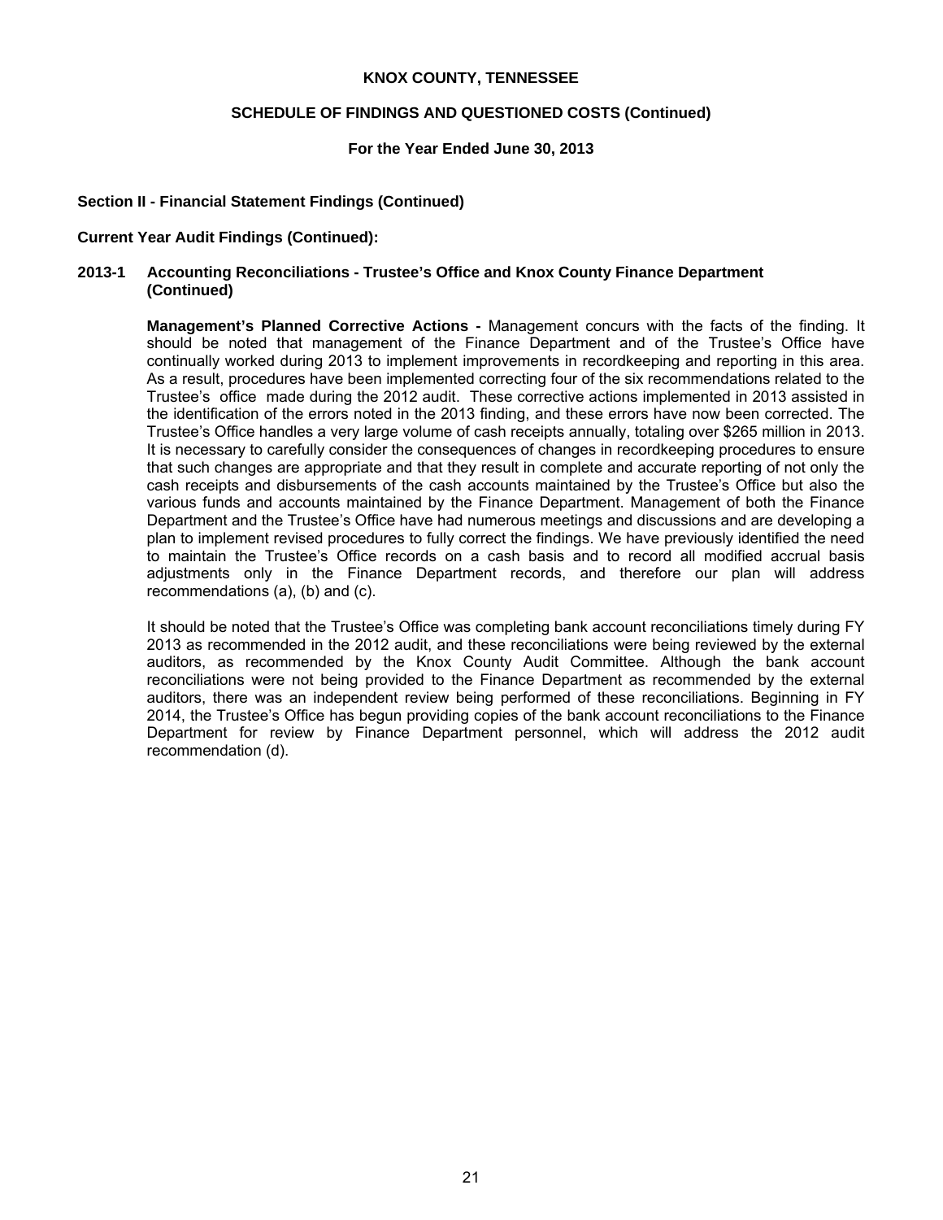**KNOX COUNTY, TENNESSEE**

**SCHEDULE OF FINDINGS AND QUESTIONED COSTS (Continued)**

**For the Year Ended June 30, 2013**

**Section II - Financial Statement Findings (Continued)**

**Current Year Audit Findings (Continued):**

**2013-1 Accounting Reconciliations - Trustee's Office and Knox County Finance Department (Continued)**

**Management's Planned Corrective Actions -** Management concurs with the facts of the finding. It should be noted that management of the Finance Department and of the Trustee's Office have continually worked during 2013 to implement improvements in recordkeeping and reporting in this area. As a result, procedures have been implemented correcting four of the six recommendations related to the Trustee's office made during the 2012 audit. These corrective actions implemented in 2013 assisted in the identification of the errors noted in the 2013 finding, and these errors have now been corrected. The Trustee's Office handles a very large volume of cash receipts annually, totaling over $265 million in 2013. It is necessary to carefully consider the consequences of changes in recordkeeping procedures to ensure that such changes are appropriate and that they result in complete and accurate reporting of not only the cash receipts and disbursements of the cash accounts maintained by the Trustee's Office but also the various funds and accounts maintained by the Finance Department. Management of both the Finance Department and the Trustee's Office have had numerous meetings and discussions and are developing a plan to implement revised procedures to fully correct the findings. We have previously identified the need to maintain the Trustee's Office records on a cash basis and to record all modified accrual basis adjustments only in the Finance Department records, and therefore our plan will address recommendations (a), (b) and (c).

It should be noted that the Trustee's Office was completing bank account reconciliations timely during FY 2013 as recommended in the 2012 audit, and these reconciliations were being reviewed by the external auditors, as recommended by the Knox County Audit Committee. Although the bank account reconciliations were not being provided to the Finance Department as recommended by the external auditors, there was an independent review being performed of these reconciliations. Beginning in FY 2014, the Trustee's Office has begun providing copies of the bank account reconciliations to the Finance Department for review by Finance Department personnel, which will address the 2012 audit recommendation (d).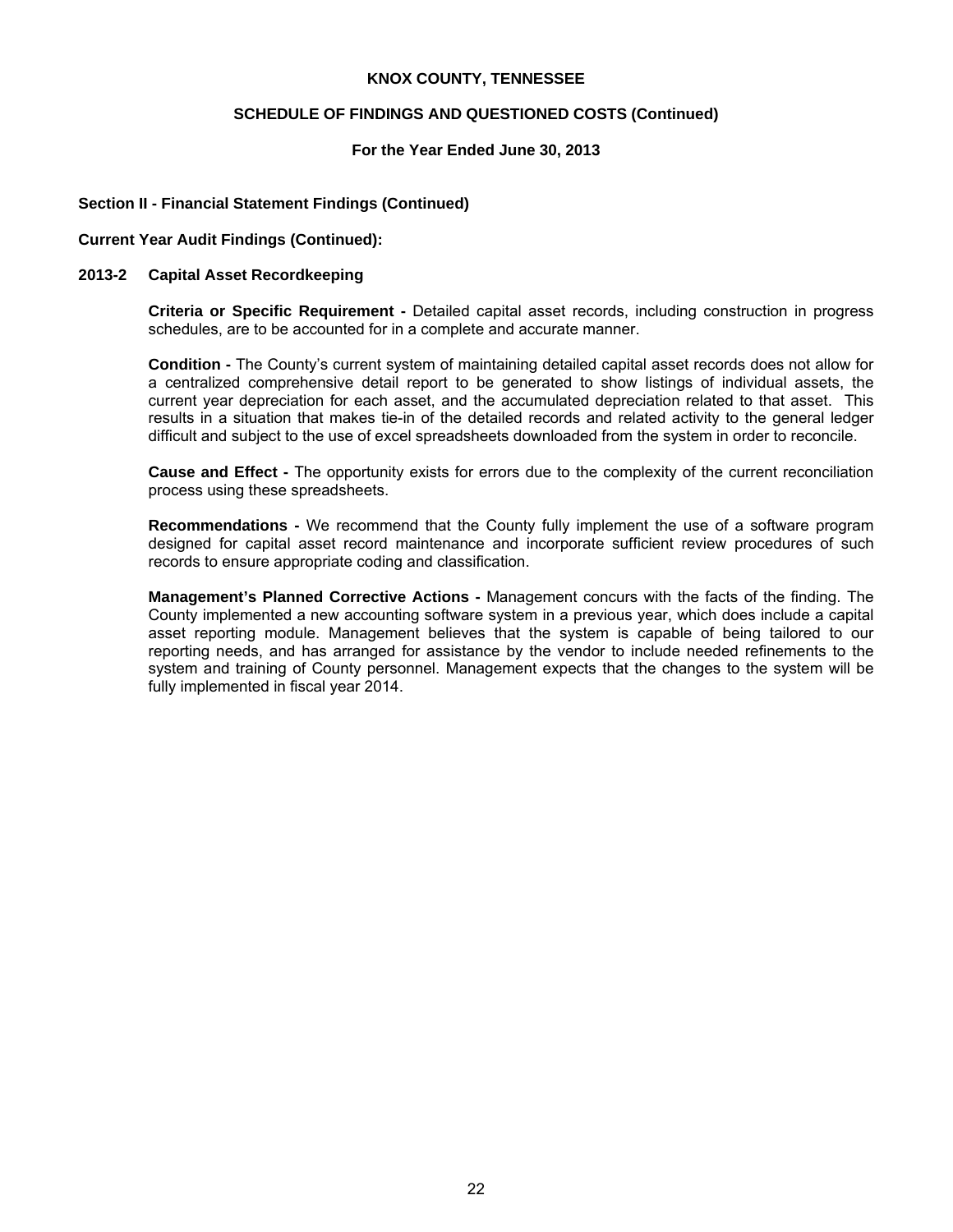**KNOX COUNTY, TENNESSEE**

**SCHEDULE OF FINDINGS AND QUESTIONED COSTS (Continued)**

**For the Year Ended June 30, 2013**

### Section II - Financial Statement Findings (Continued)

**Current Year Audit Findings (Continued):**

**2013-2 Capital Asset Recordkeeping**

**Criteria or Specific Requirement -** Detailed capital asset records, including construction in progress schedules, are to be accounted for in a complete and accurate manner.

**Condition -** The County's current system of maintaining detailed capital asset records does not allow for a centralized comprehensive detail report to be generated to show listings of individual assets, the current year depreciation for each asset, and the accumulated depreciation related to that asset. This results in a situation that makes tie-in of the detailed records and related activity to the general ledger difficult and subject to the use of excel spreadsheets downloaded from the system in order to reconcile.

**Cause and Effect -** The opportunity exists for errors due to the complexity of the current reconciliation process using these spreadsheets.

**Recommendations -** We recommend that the County fully implement the use of a software program designed for capital asset record maintenance and incorporate sufficient review procedures of such records to ensure appropriate coding and classification.

**Management's Planned Corrective Actions -** Management concurs with the facts of the finding. The County implemented a new accounting software system in a previous year, which does include a capital asset reporting module. Management believes that the system is capable of being tailored to our reporting needs, and has arranged for assistance by the vendor to include needed refinements to the system and training of County personnel. Management expects that the changes to the system will be fully implemented in fiscal year 2014.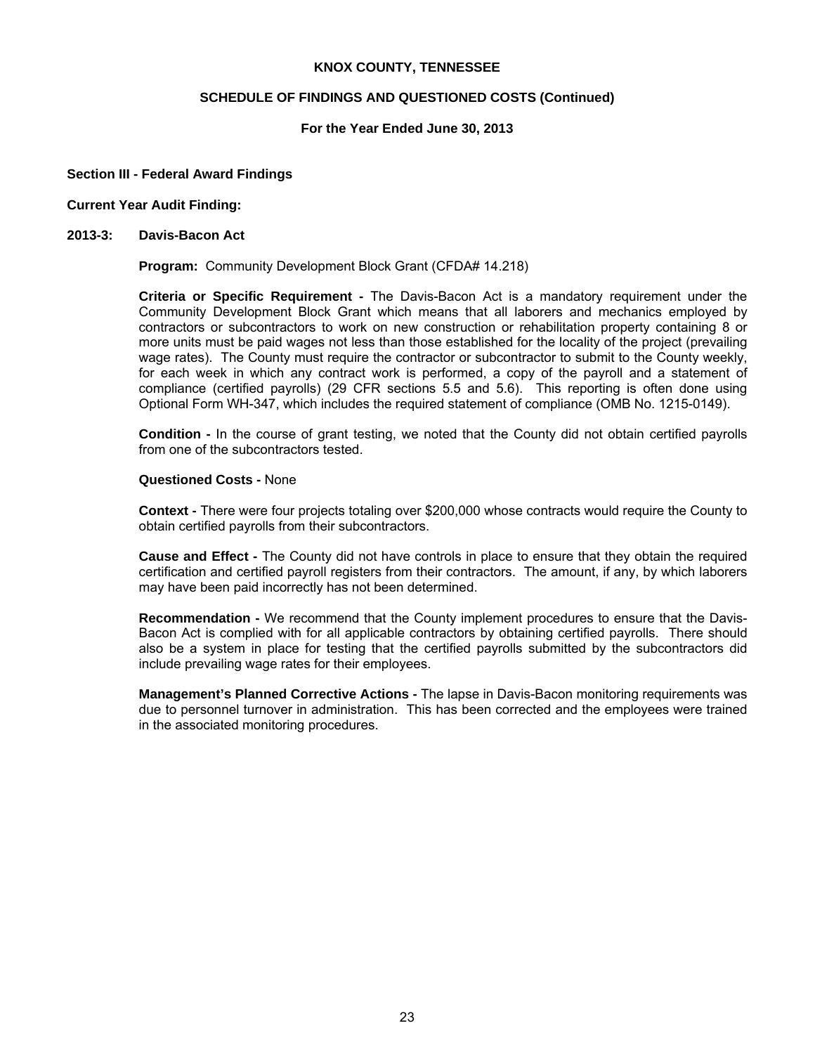# KNOX COUNTY, TENNESSEE

## SCHEDULE OF FINDINGS AND QUESTIONED COSTS (Continued)

### For the Year Ended June 30, 2013

**Section III - Federal Award Findings**

**Current Year Audit Finding:**

**2013-3: Davis-Bacon Act**

**Program:** Community Development Block Grant (CFDA# 14.218)

**Criteria or Specific Requirement -** The Davis-Bacon Act is a mandatory requirement under the Community Development Block Grant which means that all laborers and mechanics employed by contractors or subcontractors to work on new construction or rehabilitation property containing 8 or more units must be paid wages not less than those established for the locality of the project (prevailing wage rates). The County must require the contractor or subcontractor to submit to the County weekly, for each week in which any contract work is performed, a copy of the payroll and a statement of compliance (certified payrolls) (29 CFR sections 5.5 and 5.6). This reporting is often done using Optional Form WH-347, which includes the required statement of compliance (OMB No. 1215-0149).

**Condition -** In the course of grant testing, we noted that the County did not obtain certified payrolls from one of the subcontractors tested.

**Questioned Costs -** None

**Context -** There were four projects totaling over $200,000 whose contracts would require the County to obtain certified payrolls from their subcontractors.

**Cause and Effect -** The County did not have controls in place to ensure that they obtain the required certification and certified payroll registers from their contractors. The amount, if any, by which laborers may have been paid incorrectly has not been determined.

**Recommendation -** We recommend that the County implement procedures to ensure that the Davis-Bacon Act is complied with for all applicable contractors by obtaining certified payrolls. There should also be a system in place for testing that the certified payrolls submitted by the subcontractors did include prevailing wage rates for their employees.

**Management's Planned Corrective Actions -** The lapse in Davis-Bacon monitoring requirements was due to personnel turnover in administration. This has been corrected and the employees were trained in the associated monitoring procedures.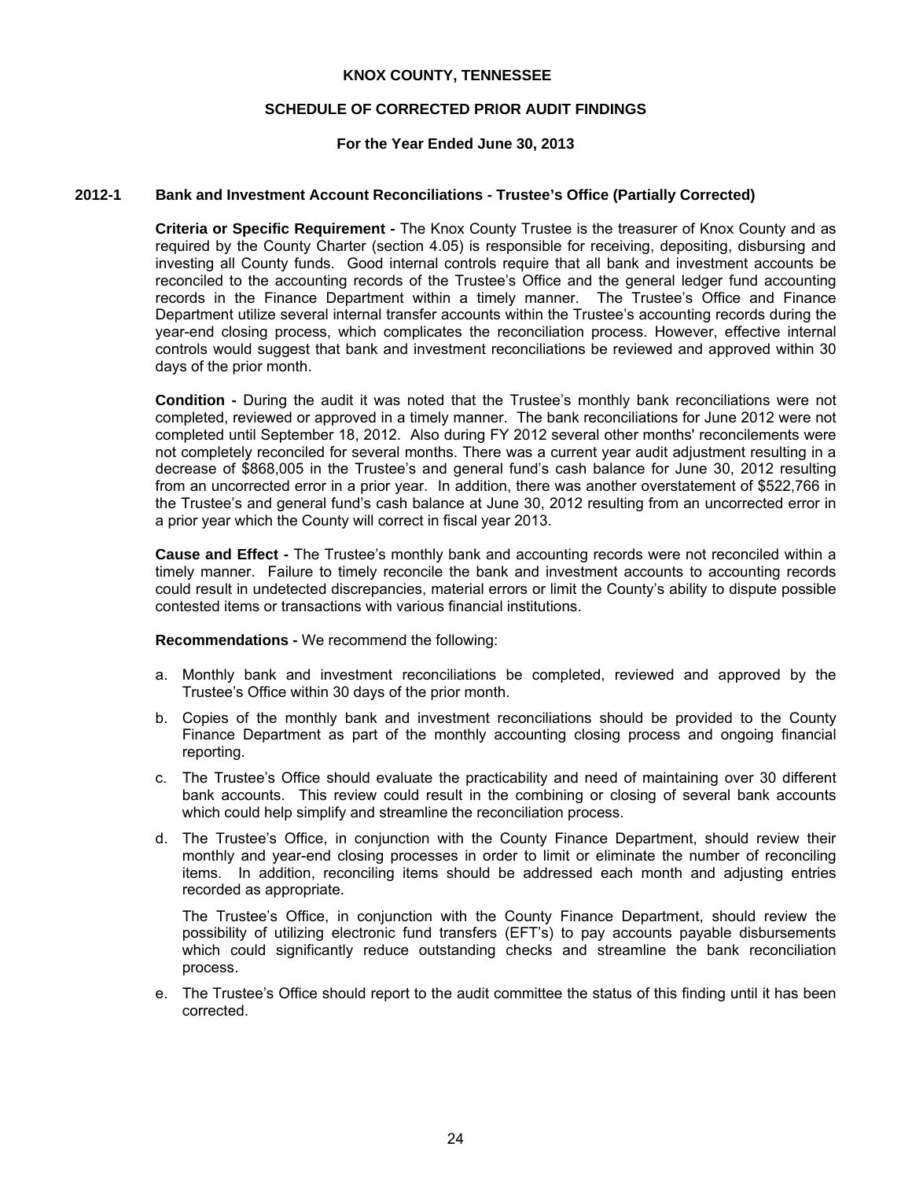# KNOX COUNTY, TENNESSEE

## SCHEDULE OF CORRECTED PRIOR AUDIT FINDINGS

### For the Year Ended June 30, 2013

**2012-1 Bank and Investment Account Reconciliations - Trustee's Office (Partially Corrected)**

**Criteria or Specific Requirement -** The Knox County Trustee is the treasurer of Knox County and as required by the County Charter (section 4.05) is responsible for receiving, depositing, disbursing and investing all County funds. Good internal controls require that all bank and investment accounts be reconciled to the accounting records of the Trustee's Office and the general ledger fund accounting records in the Finance Department within a timely manner. The Trustee's Office and Finance Department utilize several internal transfer accounts within the Trustee's accounting records during the year-end closing process, which complicates the reconciliation process. However, effective internal controls would suggest that bank and investment reconciliations be reviewed and approved within 30 days of the prior month.

**Condition -** During the audit it was noted that the Trustee's monthly bank reconciliations were not completed, reviewed or approved in a timely manner. The bank reconciliations for June 2012 were not completed until September 18, 2012. Also during FY 2012 several other months' reconcilements were not completely reconciled for several months. There was a current year audit adjustment resulting in a decrease of $868,005 in the Trustee's and general fund's cash balance for June 30, 2012 resulting from an uncorrected error in a prior year. In addition, there was another overstatement of $522,766 in the Trustee's and general fund's cash balance at June 30, 2012 resulting from an uncorrected error in a prior year which the County will correct in fiscal year 2013.

**Cause and Effect -** The Trustee's monthly bank and accounting records were not reconciled within a timely manner. Failure to timely reconcile the bank and investment accounts to accounting records could result in undetected discrepancies, material errors or limit the County's ability to dispute possible contested items or transactions with various financial institutions.

**Recommendations -** We recommend the following:

a. Monthly bank and investment reconciliations be completed, reviewed and approved by the Trustee's Office within 30 days of the prior month.

b. Copies of the monthly bank and investment reconciliations should be provided to the County Finance Department as part of the monthly accounting closing process and ongoing financial reporting.

c. The Trustee's Office should evaluate the practicability and need of maintaining over 30 different bank accounts. This review could result in the combining or closing of several bank accounts which could help simplify and streamline the reconciliation process.

d. The Trustee's Office, in conjunction with the County Finance Department, should review their monthly and year-end closing processes in order to limit or eliminate the number of reconciling items. In addition, reconciling items should be addressed each month and adjusting entries recorded as appropriate.

   The Trustee's Office, in conjunction with the County Finance Department, should review the possibility of utilizing electronic fund transfers (EFT's) to pay accounts payable disbursements which could significantly reduce outstanding checks and streamline the bank reconciliation process.

e. The Trustee's Office should report to the audit committee the status of this finding until it has been corrected.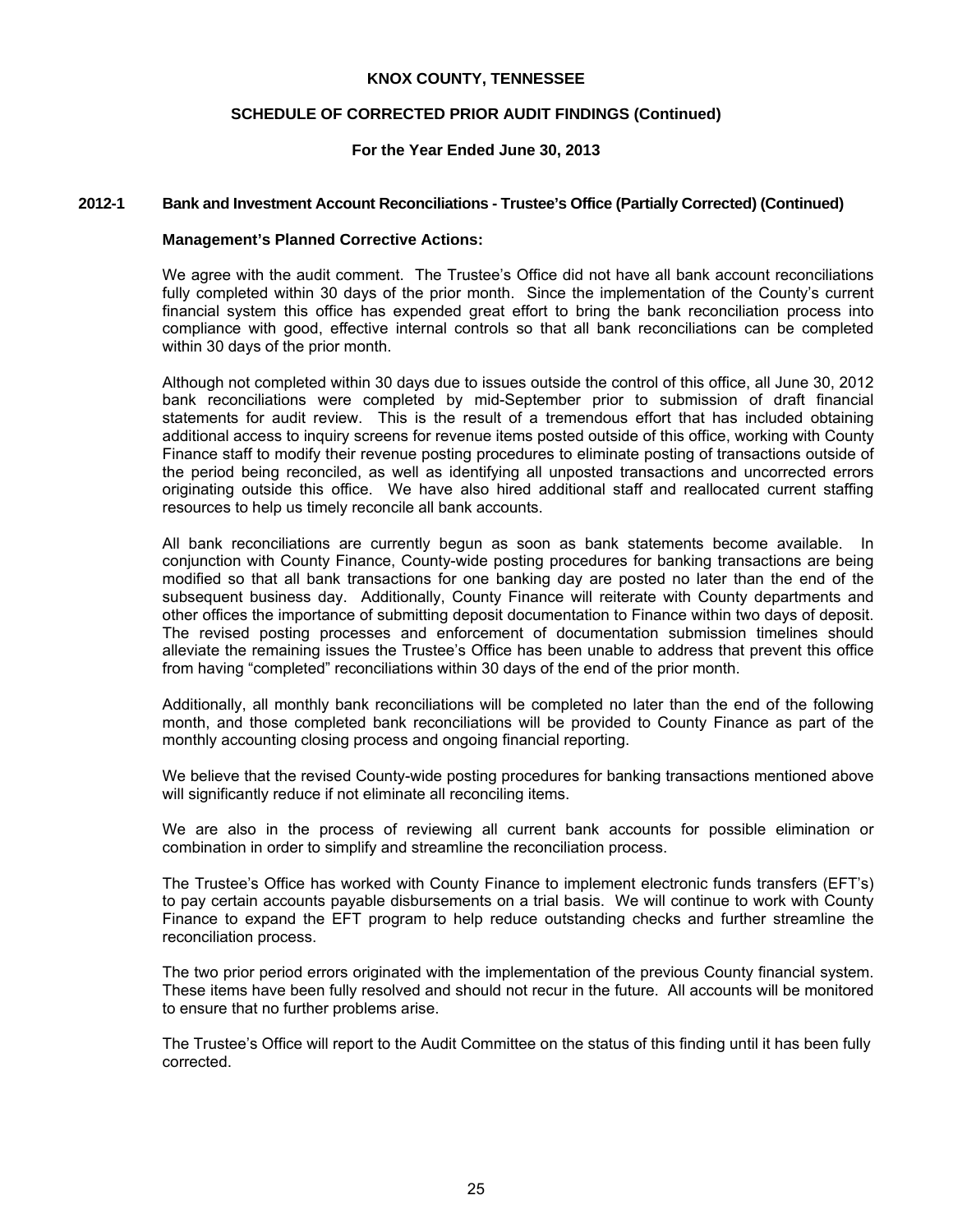**KNOX COUNTY, TENNESSEE**

**SCHEDULE OF CORRECTED PRIOR AUDIT FINDINGS (Continued)**

**For the Year Ended June 30, 2013**

### 2012-1 Bank and Investment Account Reconciliations - Trustee's Office (Partially Corrected) (Continued)

**Management's Planned Corrective Actions:**

We agree with the audit comment. The Trustee's Office did not have all bank account reconciliations fully completed within 30 days of the prior month. Since the implementation of the County's current financial system this office has expended great effort to bring the bank reconciliation process into compliance with good, effective internal controls so that all bank reconciliations can be completed within 30 days of the prior month.

Although not completed within 30 days due to issues outside the control of this office, all June 30, 2012 bank reconciliations were completed by mid-September prior to submission of draft financial statements for audit review. This is the result of a tremendous effort that has included obtaining additional access to inquiry screens for revenue items posted outside of this office, working with County Finance staff to modify their revenue posting procedures to eliminate posting of transactions outside of the period being reconciled, as well as identifying all unposted transactions and uncorrected errors originating outside this office. We have also hired additional staff and reallocated current staffing resources to help us timely reconcile all bank accounts.

All bank reconciliations are currently begun as soon as bank statements become available. In conjunction with County Finance, County-wide posting procedures for banking transactions are being modified so that all bank transactions for one banking day are posted no later than the end of the subsequent business day. Additionally, County Finance will reiterate with County departments and other offices the importance of submitting deposit documentation to Finance within two days of deposit. The revised posting processes and enforcement of documentation submission timelines should alleviate the remaining issues the Trustee's Office has been unable to address that prevent this office from having "completed" reconciliations within 30 days of the end of the prior month.

Additionally, all monthly bank reconciliations will be completed no later than the end of the following month, and those completed bank reconciliations will be provided to County Finance as part of the monthly accounting closing process and ongoing financial reporting.

We believe that the revised County-wide posting procedures for banking transactions mentioned above will significantly reduce if not eliminate all reconciling items.

We are also in the process of reviewing all current bank accounts for possible elimination or combination in order to simplify and streamline the reconciliation process.

The Trustee's Office has worked with County Finance to implement electronic funds transfers (EFT's) to pay certain accounts payable disbursements on a trial basis. We will continue to work with County Finance to expand the EFT program to help reduce outstanding checks and further streamline the reconciliation process.

The two prior period errors originated with the implementation of the previous County financial system. These items have been fully resolved and should not recur in the future. All accounts will be monitored to ensure that no further problems arise.

The Trustee's Office will report to the Audit Committee on the status of this finding until it has been fully corrected.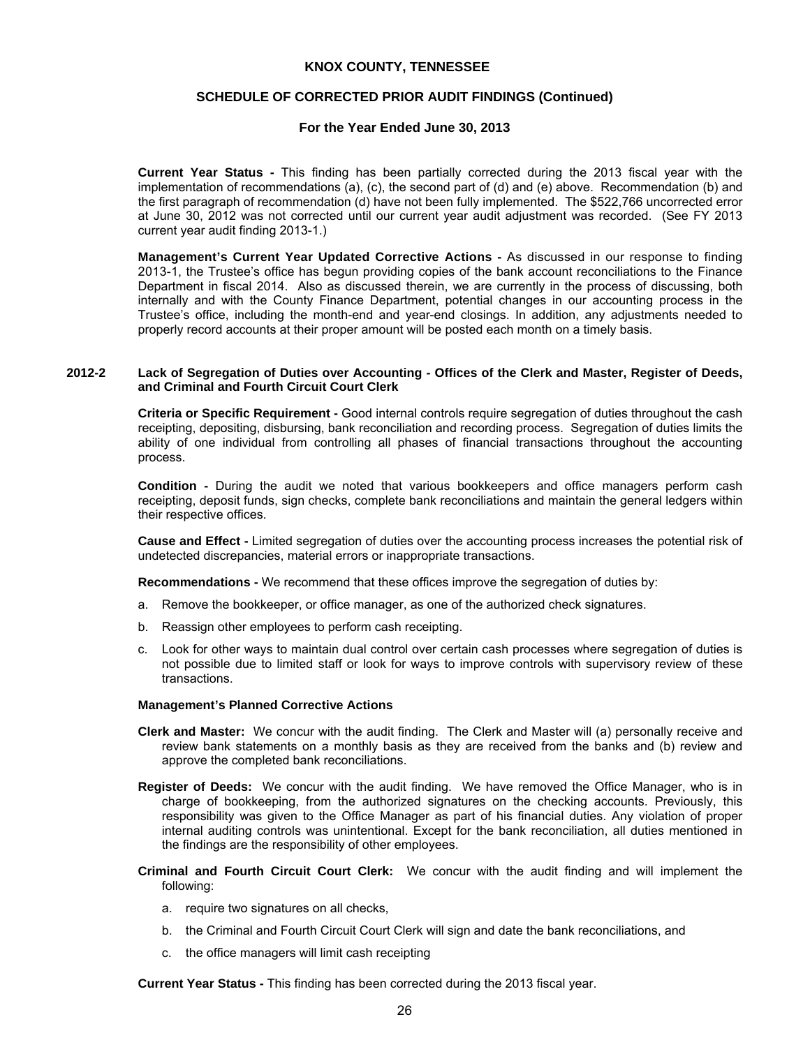**Current Year Status -** This finding has been partially corrected during the 2013 fiscal year with the implementation of recommendations (a), (c), the second part of (d) and (e) above. Recommendation (b) and the first paragraph of recommendation (d) have not been fully implemented. The $522,766 uncorrected error at June 30, 2012 was not corrected until our current year audit adjustment was recorded. (See FY 2013 current year audit finding 2013-1.)

**Management's Current Year Updated Corrective Actions -** As discussed in our response to finding 2013-1, the Trustee's office has begun providing copies of the bank account reconciliations to the Finance Department in fiscal 2014. Also as discussed therein, we are currently in the process of discussing, both internally and with the County Finance Department, potential changes in our accounting process in the Trustee's office, including the month-end and year-end closings. In addition, any adjustments needed to properly record accounts at their proper amount will be posted each month on a timely basis.

### 2012-2 Lack of Segregation of Duties over Accounting - Offices of the Clerk and Master, Register of Deeds, and Criminal and Fourth Circuit Court Clerk

**Criteria or Specific Requirement -** Good internal controls require segregation of duties throughout the cash receipting, depositing, disbursing, bank reconciliation and recording process. Segregation of duties limits the ability of one individual from controlling all phases of financial transactions throughout the accounting process.

**Condition -** During the audit we noted that various bookkeepers and office managers perform cash receipting, deposit funds, sign checks, complete bank reconciliations and maintain the general ledgers within their respective offices.

**Cause and Effect -** Limited segregation of duties over the accounting process increases the potential risk of undetected discrepancies, material errors or inappropriate transactions.

**Recommendations -** We recommend that these offices improve the segregation of duties by:

a. Remove the bookkeeper, or office manager, as one of the authorized check signatures.

b. Reassign other employees to perform cash receipting.

c. Look for other ways to maintain dual control over certain cash processes where segregation of duties is not possible due to limited staff or look for ways to improve controls with supervisory review of these transactions.

**Management's Planned Corrective Actions**

**Clerk and Master:** We concur with the audit finding. The Clerk and Master will (a) personally receive and review bank statements on a monthly basis as they are received from the banks and (b) review and approve the completed bank reconciliations.

**Register of Deeds:** We concur with the audit finding. We have removed the Office Manager, who is in charge of bookkeeping, from the authorized signatures on the checking accounts. Previously, this responsibility was given to the Office Manager as part of his financial duties. Any violation of proper internal auditing controls was unintentional. Except for the bank reconciliation, all duties mentioned in the findings are the responsibility of other employees.

**Criminal and Fourth Circuit Court Clerk:** We concur with the audit finding and will implement the following:

a. require two signatures on all checks,

b. the Criminal and Fourth Circuit Court Clerk will sign and date the bank reconciliations, and

c. the office managers will limit cash receipting

**Current Year Status -** This finding has been corrected during the 2013 fiscal year.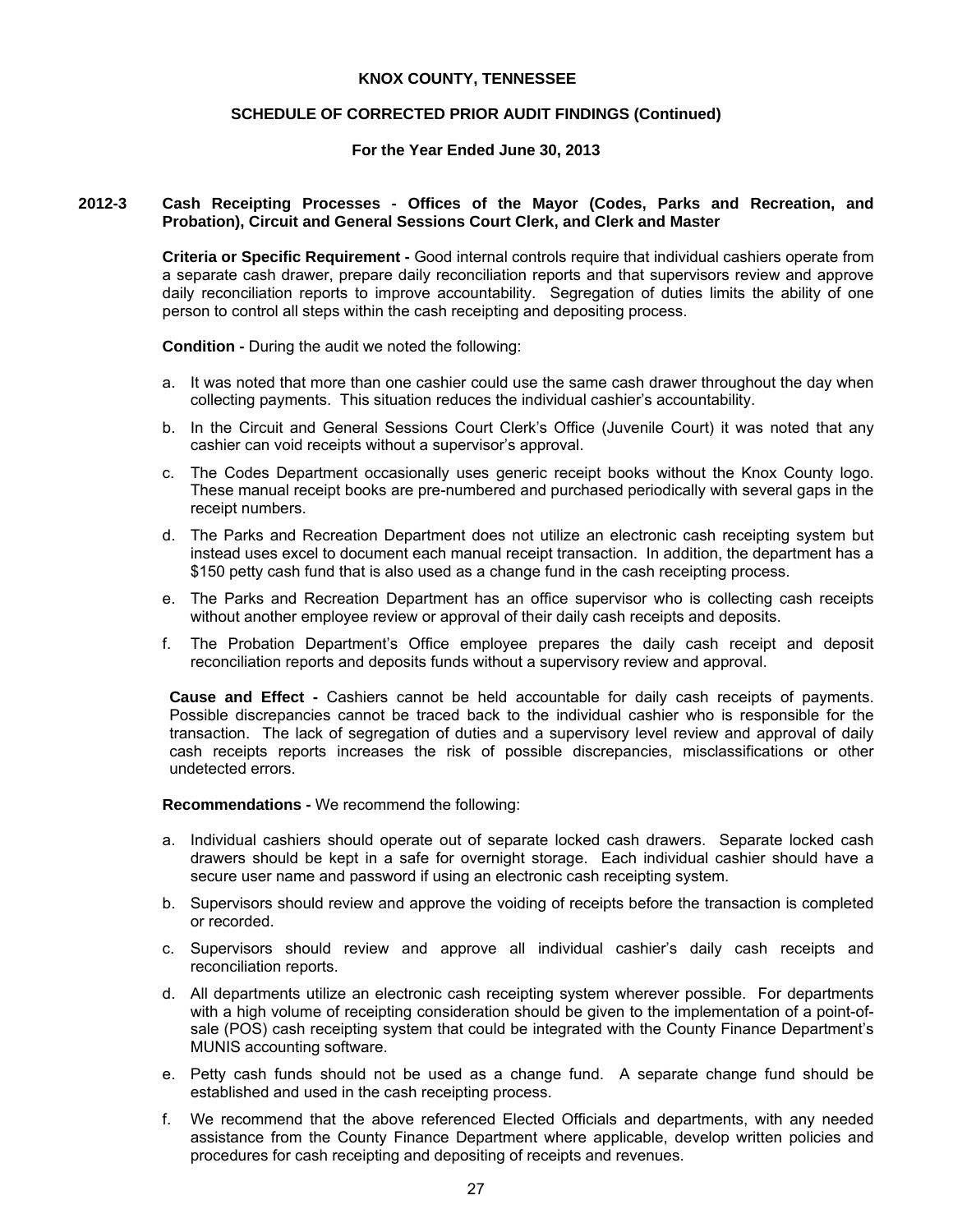# KNOX COUNTY, TENNESSEE

## SCHEDULE OF CORRECTED PRIOR AUDIT FINDINGS (Continued)

### For the Year Ended June 30, 2013

**2012-3 Cash Receipting Processes - Offices of the Mayor (Codes, Parks and Recreation, and Probation), Circuit and General Sessions Court Clerk, and Clerk and Master**

**Criteria or Specific Requirement -** Good internal controls require that individual cashiers operate from a separate cash drawer, prepare daily reconciliation reports and that supervisors review and approve daily reconciliation reports to improve accountability. Segregation of duties limits the ability of one person to control all steps within the cash receipting and depositing process.

**Condition -** During the audit we noted the following:

a. It was noted that more than one cashier could use the same cash drawer throughout the day when collecting payments. This situation reduces the individual cashier's accountability.

b. In the Circuit and General Sessions Court Clerk's Office (Juvenile Court) it was noted that any cashier can void receipts without a supervisor's approval.

c. The Codes Department occasionally uses generic receipt books without the Knox County logo. These manual receipt books are pre-numbered and purchased periodically with several gaps in the receipt numbers.

d. The Parks and Recreation Department does not utilize an electronic cash receipting system but instead uses excel to document each manual receipt transaction. In addition, the department has a $150 petty cash fund that is also used as a change fund in the cash receipting process.

e. The Parks and Recreation Department has an office supervisor who is collecting cash receipts without another employee review or approval of their daily cash receipts and deposits.

f. The Probation Department's Office employee prepares the daily cash receipt and deposit reconciliation reports and deposits funds without a supervisory review and approval.

**Cause and Effect -** Cashiers cannot be held accountable for daily cash receipts of payments. Possible discrepancies cannot be traced back to the individual cashier who is responsible for the transaction. The lack of segregation of duties and a supervisory level review and approval of daily cash receipts reports increases the risk of possible discrepancies, misclassifications or other undetected errors.

**Recommendations -** We recommend the following:

a. Individual cashiers should operate out of separate locked cash drawers. Separate locked cash drawers should be kept in a safe for overnight storage. Each individual cashier should have a secure user name and password if using an electronic cash receipting system.

b. Supervisors should review and approve the voiding of receipts before the transaction is completed or recorded.

c. Supervisors should review and approve all individual cashier's daily cash receipts and reconciliation reports.

d. All departments utilize an electronic cash receipting system wherever possible. For departments with a high volume of receipting consideration should be given to the implementation of a point-of-sale (POS) cash receipting system that could be integrated with the County Finance Department's MUNIS accounting software.

e. Petty cash funds should not be used as a change fund. A separate change fund should be established and used in the cash receipting process.

f. We recommend that the above referenced Elected Officials and departments, with any needed assistance from the County Finance Department where applicable, develop written policies and procedures for cash receipting and depositing of receipts and revenues.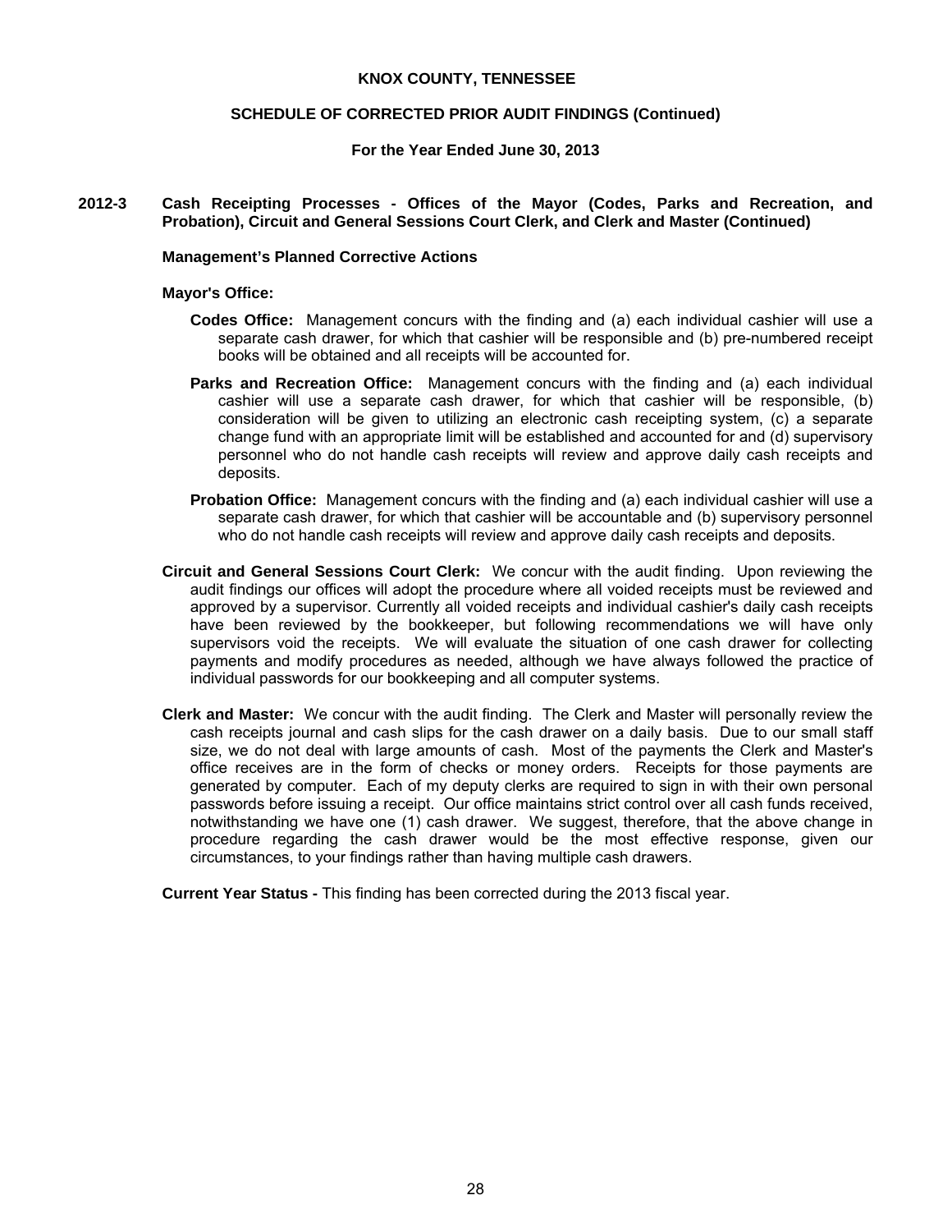# KNOX COUNTY, TENNESSEE

## SCHEDULE OF CORRECTED PRIOR AUDIT FINDINGS (Continued)

### For the Year Ended June 30, 2013

**2012-3 Cash Receipting Processes - Offices of the Mayor (Codes, Parks and Recreation, and Probation), Circuit and General Sessions Court Clerk, and Clerk and Master (Continued)**

**Management's Planned Corrective Actions**

**Mayor's Office:**

**Codes Office:** Management concurs with the finding and (a) each individual cashier will use a separate cash drawer, for which that cashier will be responsible and (b) pre-numbered receipt books will be obtained and all receipts will be accounted for.

**Parks and Recreation Office:** Management concurs with the finding and (a) each individual cashier will use a separate cash drawer, for which that cashier will be responsible, (b) consideration will be given to utilizing an electronic cash receipting system, (c) a separate change fund with an appropriate limit will be established and accounted for and (d) supervisory personnel who do not handle cash receipts will review and approve daily cash receipts and deposits.

**Probation Office:** Management concurs with the finding and (a) each individual cashier will use a separate cash drawer, for which that cashier will be accountable and (b) supervisory personnel who do not handle cash receipts will review and approve daily cash receipts and deposits.

**Circuit and General Sessions Court Clerk:** We concur with the audit finding. Upon reviewing the audit findings our offices will adopt the procedure where all voided receipts must be reviewed and approved by a supervisor. Currently all voided receipts and individual cashier's daily cash receipts have been reviewed by the bookkeeper, but following recommendations we will have only supervisors void the receipts. We will evaluate the situation of one cash drawer for collecting payments and modify procedures as needed, although we have always followed the practice of individual passwords for our bookkeeping and all computer systems.

**Clerk and Master:** We concur with the audit finding. The Clerk and Master will personally review the cash receipts journal and cash slips for the cash drawer on a daily basis. Due to our small staff size, we do not deal with large amounts of cash. Most of the payments the Clerk and Master's office receives are in the form of checks or money orders. Receipts for those payments are generated by computer. Each of my deputy clerks are required to sign in with their own personal passwords before issuing a receipt. Our office maintains strict control over all cash funds received, notwithstanding we have one (1) cash drawer. We suggest, therefore, that the above change in procedure regarding the cash drawer would be the most effective response, given our circumstances, to your findings rather than having multiple cash drawers.

**Current Year Status -** This finding has been corrected during the 2013 fiscal year.